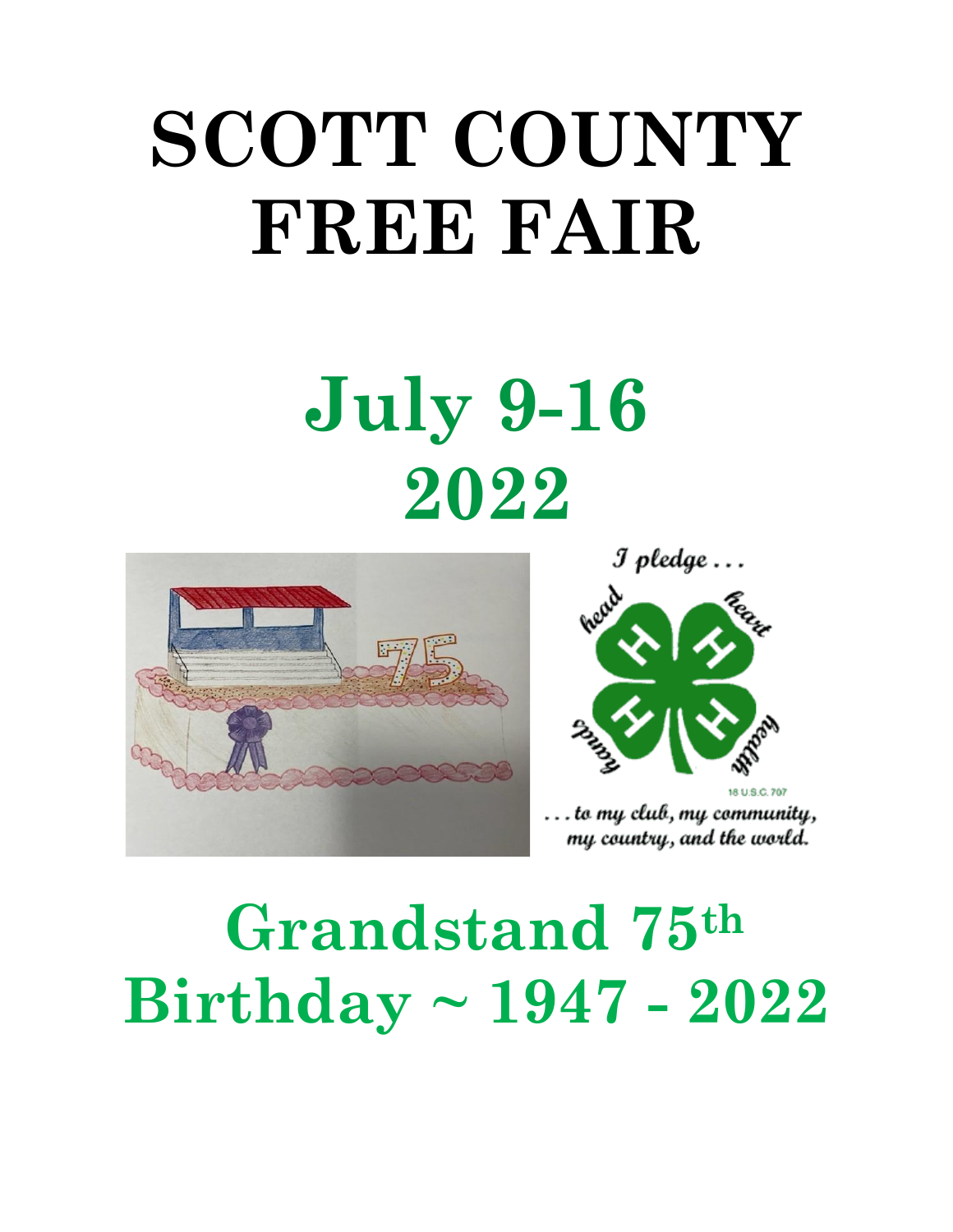# SCOTT COUNTY FREE FAIR

## July 9-16 2022

I pledge . . .

head heart hands health

18 U.S.C. 707

. . . to my club, my community, my country, and the world.

## Grandstand 75th Birthday ~ 1947 - 2022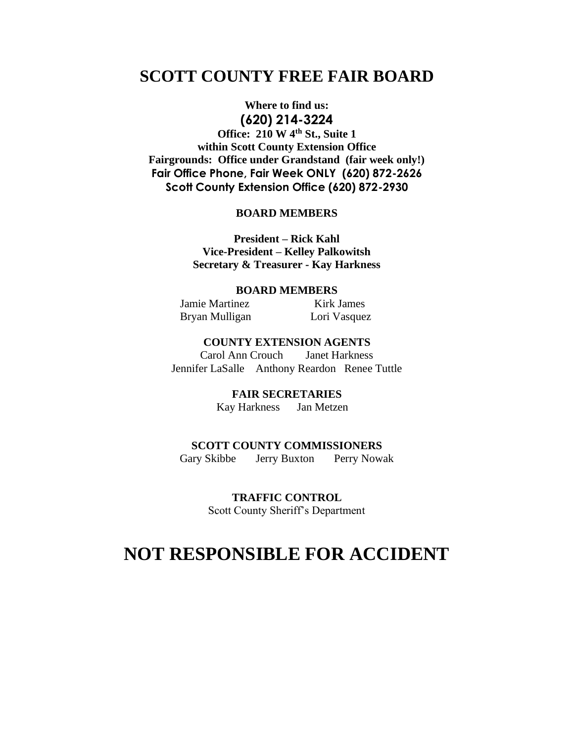# SCOTT COUNTY FREE FAIR BOARD

**Where to find us:**

**(620) 214-3224**

**Office: 210 W 4th St., Suite 1**
**within Scott County Extension Office**
**Fairgrounds: Office under Grandstand (fair week only!)**
**Fair Office Phone, Fair Week ONLY (620) 872-2626**
**Scott County Extension Office (620) 872-2930**

**BOARD MEMBERS**

**President – Rick Kahl**
**Vice-President – Kelley Palkowitsh**
**Secretary & Treasurer - Kay Harkness**

**BOARD MEMBERS**

Jamie Martinez Kirk James
Bryan Mulligan Lori Vasquez

**COUNTY EXTENSION AGENTS**

Carol Ann Crouch Janet Harkness
Jennifer LaSalle Anthony Reardon Renee Tuttle

**FAIR SECRETARIES**

Kay Harkness Jan Metzen

**SCOTT COUNTY COMMISSIONERS**

Gary Skibbe Jerry Buxton Perry Nowak

**TRAFFIC CONTROL**

Scott County Sheriff's Department

# NOT RESPONSIBLE FOR ACCIDENT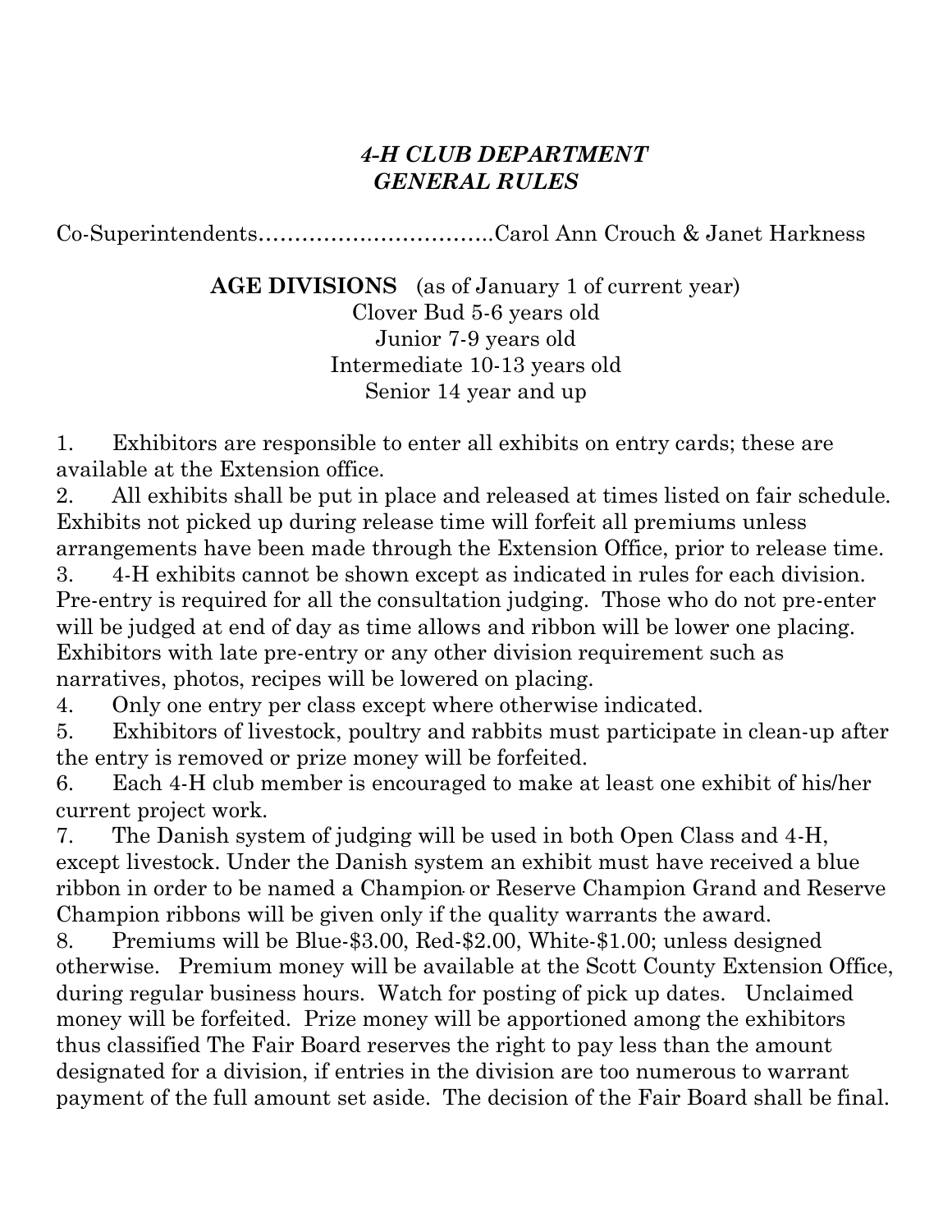## *4-H CLUB DEPARTMENT*
## *GENERAL RULES*

Co-Superintendents…………………………..Carol Ann Crouch & Janet Harkness

**AGE DIVISIONS** (as of January 1 of current year)

Clover Bud 5-6 years old
Junior 7-9 years old
Intermediate 10-13 years old
Senior 14 year and up

1. Exhibitors are responsible to enter all exhibits on entry cards; these are available at the Extension office.
2. All exhibits shall be put in place and released at times listed on fair schedule. Exhibits not picked up during release time will forfeit all premiums unless arrangements have been made through the Extension Office, prior to release time.
3. 4-H exhibits cannot be shown except as indicated in rules for each division. Pre-entry is required for all the consultation judging. Those who do not pre-enter will be judged at end of day as time allows and ribbon will be lower one placing. Exhibitors with late pre-entry or any other division requirement such as narratives, photos, recipes will be lowered on placing.
4. Only one entry per class except where otherwise indicated.
5. Exhibitors of livestock, poultry and rabbits must participate in clean-up after the entry is removed or prize money will be forfeited.
6. Each 4-H club member is encouraged to make at least one exhibit of his/her current project work.
7. The Danish system of judging will be used in both Open Class and 4-H, except livestock. Under the Danish system an exhibit must have received a blue ribbon in order to be named a Champion or Reserve Champion Grand and Reserve Champion ribbons will be given only if the quality warrants the award.
8. Premiums will be Blue-$3.00, Red-$2.00, White-$1.00; unless designed otherwise. Premium money will be available at the Scott County Extension Office, during regular business hours. Watch for posting of pick up dates. Unclaimed money will be forfeited. Prize money will be apportioned among the exhibitors thus classified The Fair Board reserves the right to pay less than the amount designated for a division, if entries in the division are too numerous to warrant payment of the full amount set aside. The decision of the Fair Board shall be final.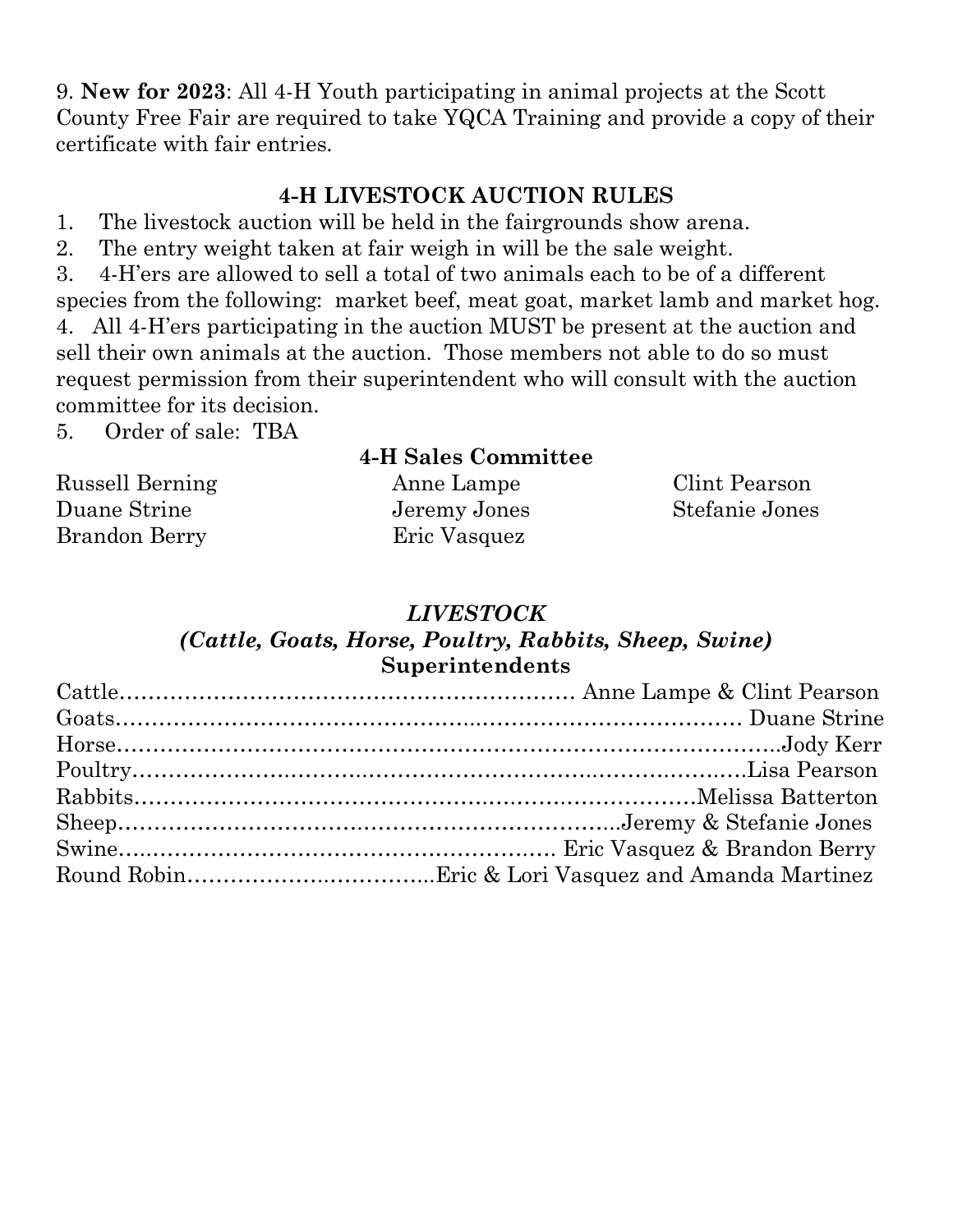9. **New for 2023**: All 4-H Youth participating in animal projects at the Scott County Free Fair are required to take YQCA Training and provide a copy of their certificate with fair entries.

## 4-H LIVESTOCK AUCTION RULES

1. The livestock auction will be held in the fairgrounds show arena.
2. The entry weight taken at fair weigh in will be the sale weight.
3. 4-H'ers are allowed to sell a total of two animals each to be of a different species from the following: market beef, meat goat, market lamb and market hog.
4. All 4-H'ers participating in the auction MUST be present at the auction and sell their own animals at the auction. Those members not able to do so must request permission from their superintendent who will consult with the auction committee for its decision.
5. Order of sale: TBA

### 4-H Sales Committee

| | | |
|---|---|---|
| Russell Berning | Anne Lampe | Clint Pearson |
| Duane Strine | Jeremy Jones | Stefanie Jones |
| Brandon Berry | Eric Vasquez | |

## *LIVESTOCK*

### *(Cattle, Goats, Horse, Poultry, Rabbits, Sheep, Swine)*

### Superintendents

Cattle……………………………………………………… Anne Lampe & Clint Pearson
Goats………………………………………………………………………… Duane Strine
Horse……………………………………………………………………………..Jody Kerr
Poultry……………………………………………………………………….Lisa Pearson
Rabbits…………………………………………………………………Melissa Batterton
Sheep…………………………………………………………..Jeremy & Stefanie Jones
Swine…………………………………………………… Eric Vasquez & Brandon Berry
Round Robin……………………………...Eric & Lori Vasquez and Amanda Martinez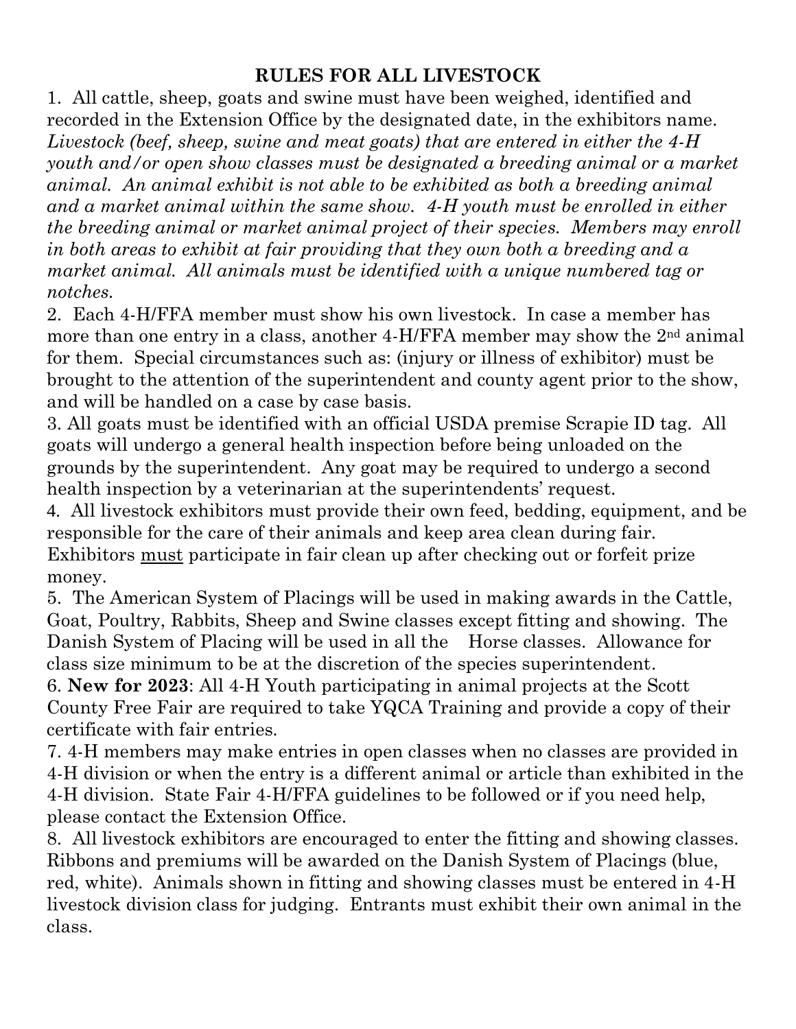## RULES FOR ALL LIVESTOCK

1. All cattle, sheep, goats and swine must have been weighed, identified and recorded in the Extension Office by the designated date, in the exhibitors name. *Livestock (beef, sheep, swine and meat goats) that are entered in either the 4-H youth and/or open show classes must be designated a breeding animal or a market animal. An animal exhibit is not able to be exhibited as both a breeding animal and a market animal within the same show. 4-H youth must be enrolled in either the breeding animal or market animal project of their species. Members may enroll in both areas to exhibit at fair providing that they own both a breeding and a market animal. All animals must be identified with a unique numbered tag or notches.*
2. Each 4-H/FFA member must show his own livestock. In case a member has more than one entry in a class, another 4-H/FFA member may show the 2nd animal for them. Special circumstances such as: (injury or illness of exhibitor) must be brought to the attention of the superintendent and county agent prior to the show, and will be handled on a case by case basis.
3. All goats must be identified with an official USDA premise Scrapie ID tag. All goats will undergo a general health inspection before being unloaded on the grounds by the superintendent. Any goat may be required to undergo a second health inspection by a veterinarian at the superintendents' request.
4. All livestock exhibitors must provide their own feed, bedding, equipment, and be responsible for the care of their animals and keep area clean during fair. Exhibitors <u>must</u> participate in fair clean up after checking out or forfeit prize money.
5. The American System of Placings will be used in making awards in the Cattle, Goat, Poultry, Rabbits, Sheep and Swine classes except fitting and showing. The Danish System of Placing will be used in all the Horse classes. Allowance for class size minimum to be at the discretion of the species superintendent.
6. **New for 2023**: All 4-H Youth participating in animal projects at the Scott County Free Fair are required to take YQCA Training and provide a copy of their certificate with fair entries.
7. 4-H members may make entries in open classes when no classes are provided in 4-H division or when the entry is a different animal or article than exhibited in the 4-H division. State Fair 4-H/FFA guidelines to be followed or if you need help, please contact the Extension Office.
8. All livestock exhibitors are encouraged to enter the fitting and showing classes. Ribbons and premiums will be awarded on the Danish System of Placings (blue, red, white). Animals shown in fitting and showing classes must be entered in 4-H livestock division class for judging. Entrants must exhibit their own animal in the class.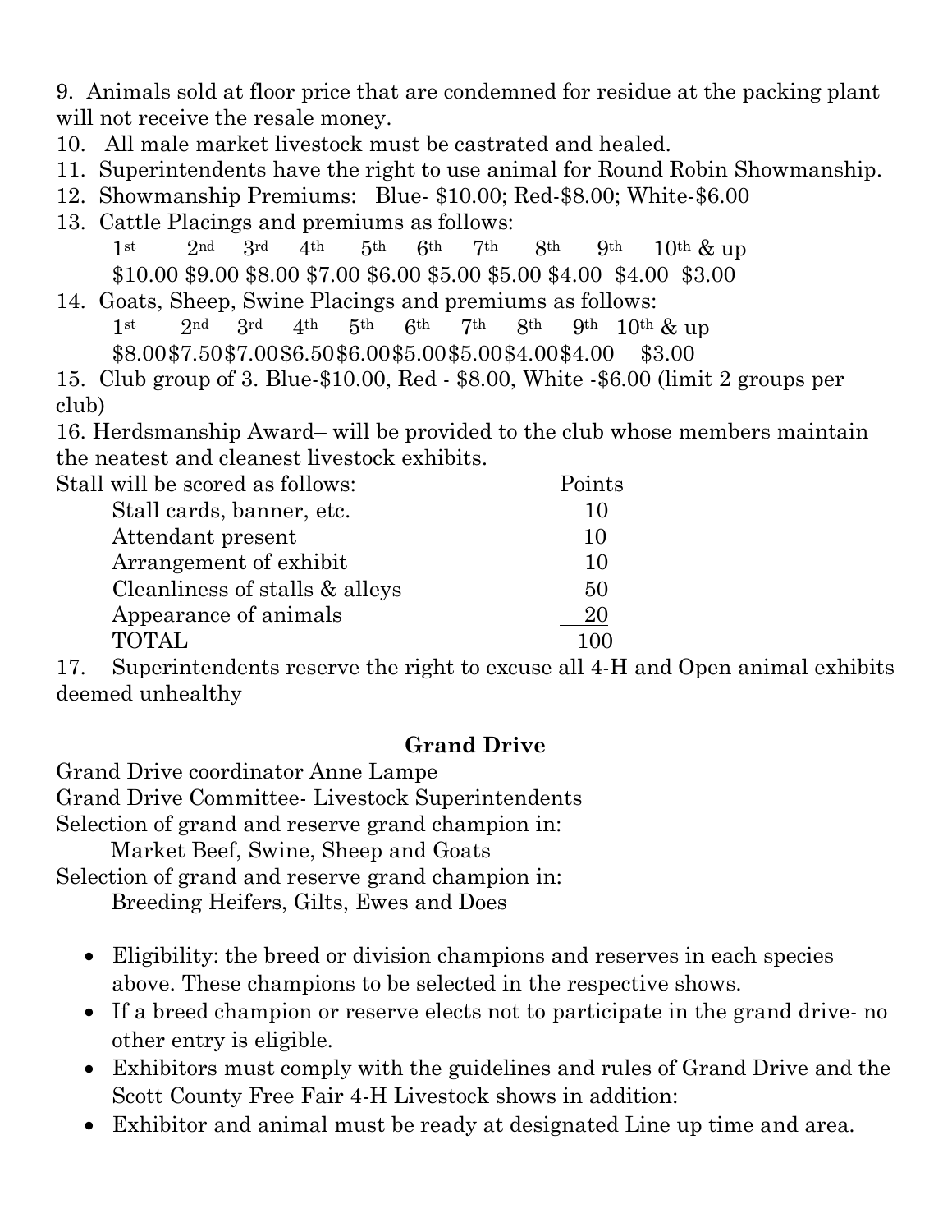9. Animals sold at floor price that are condemned for residue at the packing plant will not receive the resale money.
10. All male market livestock must be castrated and healed.
11. Superintendents have the right to use animal for Round Robin Showmanship.
12. Showmanship Premiums: Blue- $10.00; Red-$8.00; White-$6.00
13. Cattle Placings and premiums as follows:

| 1st | 2nd | 3rd | 4th | 5th | 6th | 7th | 8th | 9th | 10th & up |
|---|---|---|---|---|---|---|---|---|---|
| $10.00 | $9.00 | $8.00 | $7.00 | $6.00 | $5.00 | $5.00 | $4.00 | $4.00 | $3.00 |

14. Goats, Sheep, Swine Placings and premiums as follows:

| 1st | 2nd | 3rd | 4th | 5th | 6th | 7th | 8th | 9th | 10th & up |
|---|---|---|---|---|---|---|---|---|---|
| $8.00 | $7.50 | $7.00 | $6.50 | $6.00 | $5.00 | $5.00 | $4.00 | $4.00 | $3.00 |

15. Club group of 3. Blue-$10.00, Red - $8.00, White -$6.00 (limit 2 groups per club)
16. Herdsmanship Award– will be provided to the club whose members maintain the neatest and cleanest livestock exhibits.

| Stall will be scored as follows: | Points |
|---|---|
| Stall cards, banner, etc. | 10 |
| Attendant present | 10 |
| Arrangement of exhibit | 10 |
| Cleanliness of stalls & alleys | 50 |
| Appearance of animals | 20 |
| TOTAL | 100 |

17. Superintendents reserve the right to excuse all 4-H and Open animal exhibits deemed unhealthy

## Grand Drive

Grand Drive coordinator Anne Lampe
Grand Drive Committee- Livestock Superintendents
Selection of grand and reserve grand champion in:
Market Beef, Swine, Sheep and Goats
Selection of grand and reserve grand champion in:
Breeding Heifers, Gilts, Ewes and Does

- Eligibility: the breed or division champions and reserves in each species above. These champions to be selected in the respective shows.
- If a breed champion or reserve elects not to participate in the grand drive- no other entry is eligible.
- Exhibitors must comply with the guidelines and rules of Grand Drive and the Scott County Free Fair 4-H Livestock shows in addition:
- Exhibitor and animal must be ready at designated Line up time and area.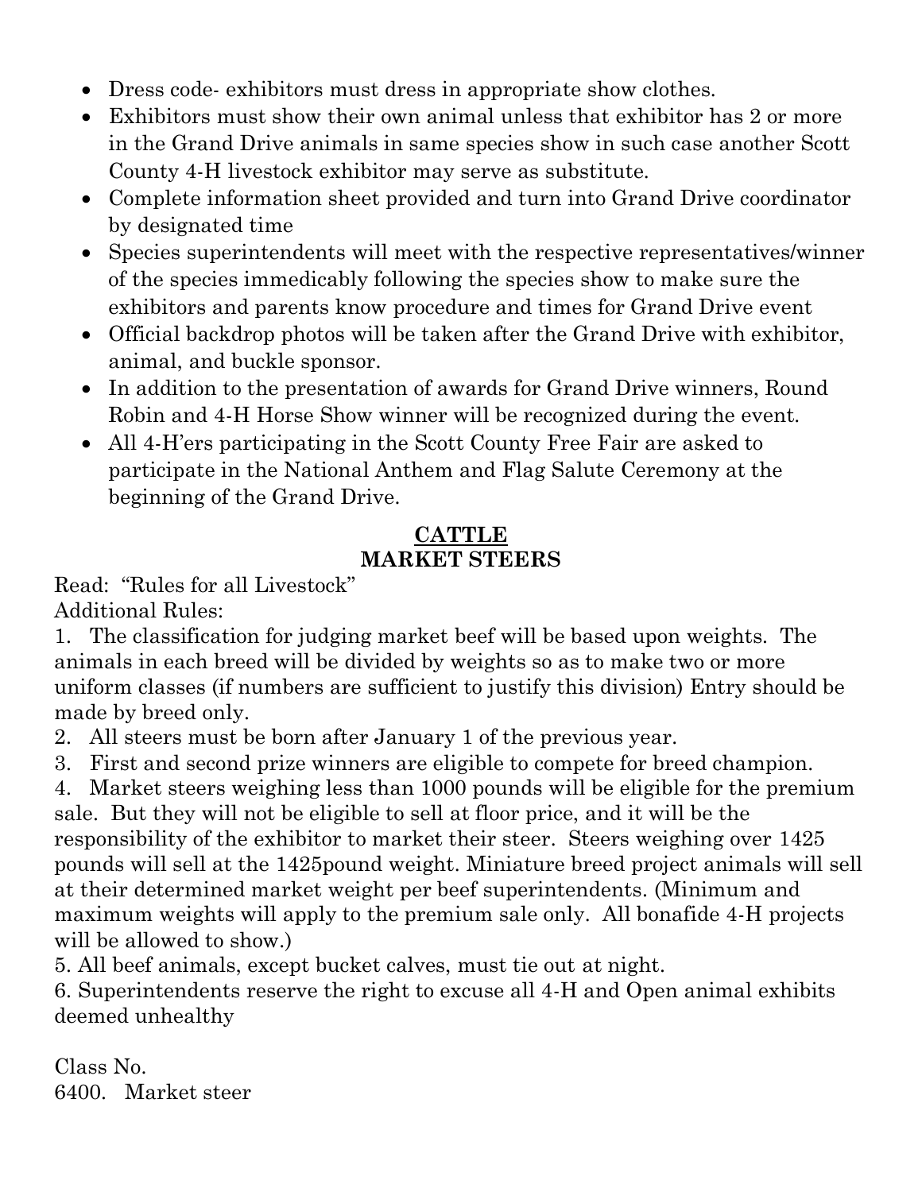- Dress code- exhibitors must dress in appropriate show clothes.
- Exhibitors must show their own animal unless that exhibitor has 2 or more in the Grand Drive animals in same species show in such case another Scott County 4-H livestock exhibitor may serve as substitute.
- Complete information sheet provided and turn into Grand Drive coordinator by designated time
- Species superintendents will meet with the respective representatives/winner of the species immedicably following the species show to make sure the exhibitors and parents know procedure and times for Grand Drive event
- Official backdrop photos will be taken after the Grand Drive with exhibitor, animal, and buckle sponsor.
- In addition to the presentation of awards for Grand Drive winners, Round Robin and 4-H Horse Show winner will be recognized during the event.
- All 4-H'ers participating in the Scott County Free Fair are asked to participate in the National Anthem and Flag Salute Ceremony at the beginning of the Grand Drive.

## CATTLE
## MARKET STEERS

Read: "Rules for all Livestock"
Additional Rules:

1. The classification for judging market beef will be based upon weights. The animals in each breed will be divided by weights so as to make two or more uniform classes (if numbers are sufficient to justify this division) Entry should be made by breed only.
2. All steers must be born after January 1 of the previous year.
3. First and second prize winners are eligible to compete for breed champion.
4. Market steers weighing less than 1000 pounds will be eligible for the premium sale. But they will not be eligible to sell at floor price, and it will be the responsibility of the exhibitor to market their steer. Steers weighing over 1425 pounds will sell at the 1425pound weight. Miniature breed project animals will sell at their determined market weight per beef superintendents. (Minimum and maximum weights will apply to the premium sale only. All bonafide 4-H projects will be allowed to show.)
5. All beef animals, except bucket calves, must tie out at night.
6. Superintendents reserve the right to excuse all 4-H and Open animal exhibits deemed unhealthy

Class No.
6400. Market steer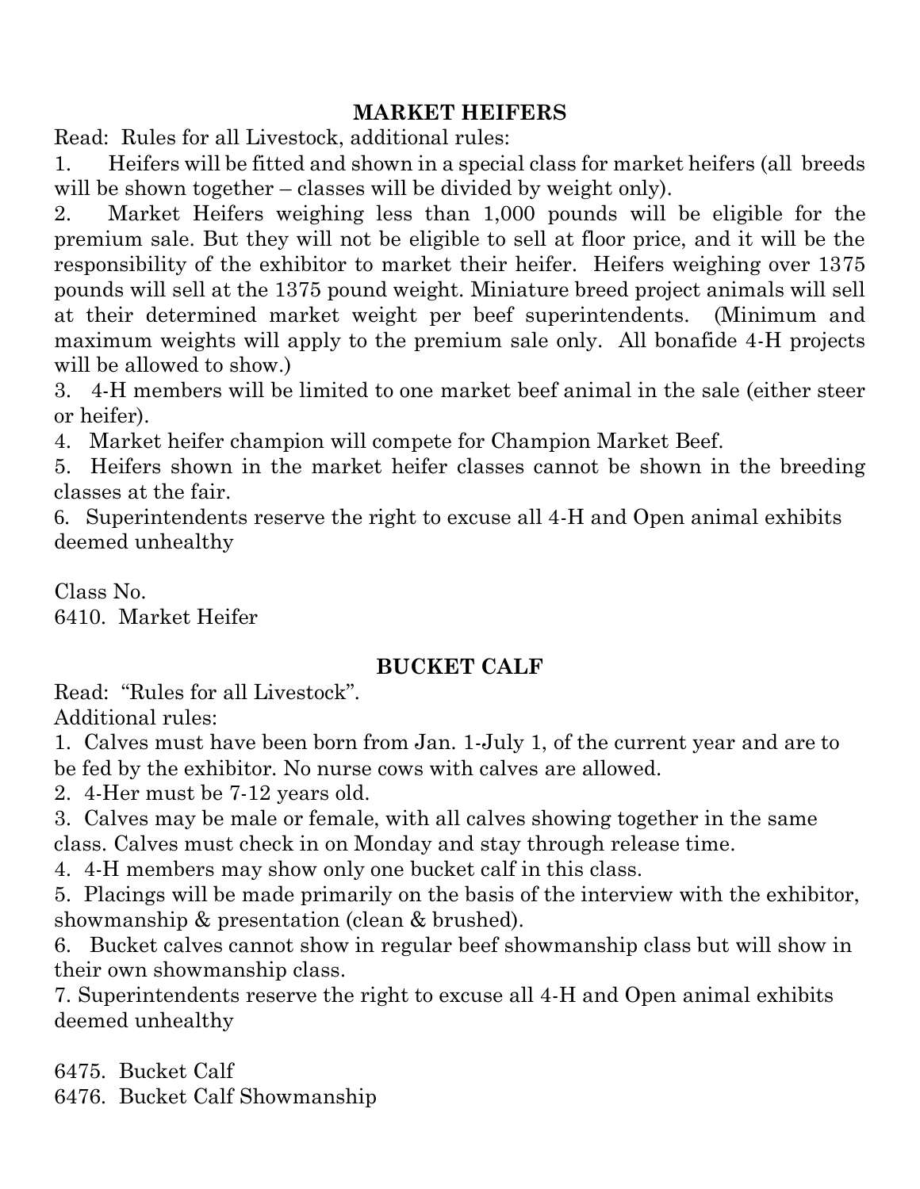## MARKET HEIFERS

Read: Rules for all Livestock, additional rules:

1. Heifers will be fitted and shown in a special class for market heifers (all breeds will be shown together – classes will be divided by weight only).
2. Market Heifers weighing less than 1,000 pounds will be eligible for the premium sale. But they will not be eligible to sell at floor price, and it will be the responsibility of the exhibitor to market their heifer. Heifers weighing over 1375 pounds will sell at the 1375 pound weight. Miniature breed project animals will sell at their determined market weight per beef superintendents. (Minimum and maximum weights will apply to the premium sale only. All bonafide 4-H projects will be allowed to show.)
3. 4-H members will be limited to one market beef animal in the sale (either steer or heifer).
4. Market heifer champion will compete for Champion Market Beef.
5. Heifers shown in the market heifer classes cannot be shown in the breeding classes at the fair.
6. Superintendents reserve the right to excuse all 4-H and Open animal exhibits deemed unhealthy

Class No.
6410. Market Heifer

## BUCKET CALF

Read: "Rules for all Livestock".
Additional rules:

1. Calves must have been born from Jan. 1-July 1, of the current year and are to be fed by the exhibitor. No nurse cows with calves are allowed.
2. 4-Her must be 7-12 years old.
3. Calves may be male or female, with all calves showing together in the same class. Calves must check in on Monday and stay through release time.
4. 4-H members may show only one bucket calf in this class.
5. Placings will be made primarily on the basis of the interview with the exhibitor, showmanship & presentation (clean & brushed).
6. Bucket calves cannot show in regular beef showmanship class but will show in their own showmanship class.
7. Superintendents reserve the right to excuse all 4-H and Open animal exhibits deemed unhealthy

6475. Bucket Calf
6476. Bucket Calf Showmanship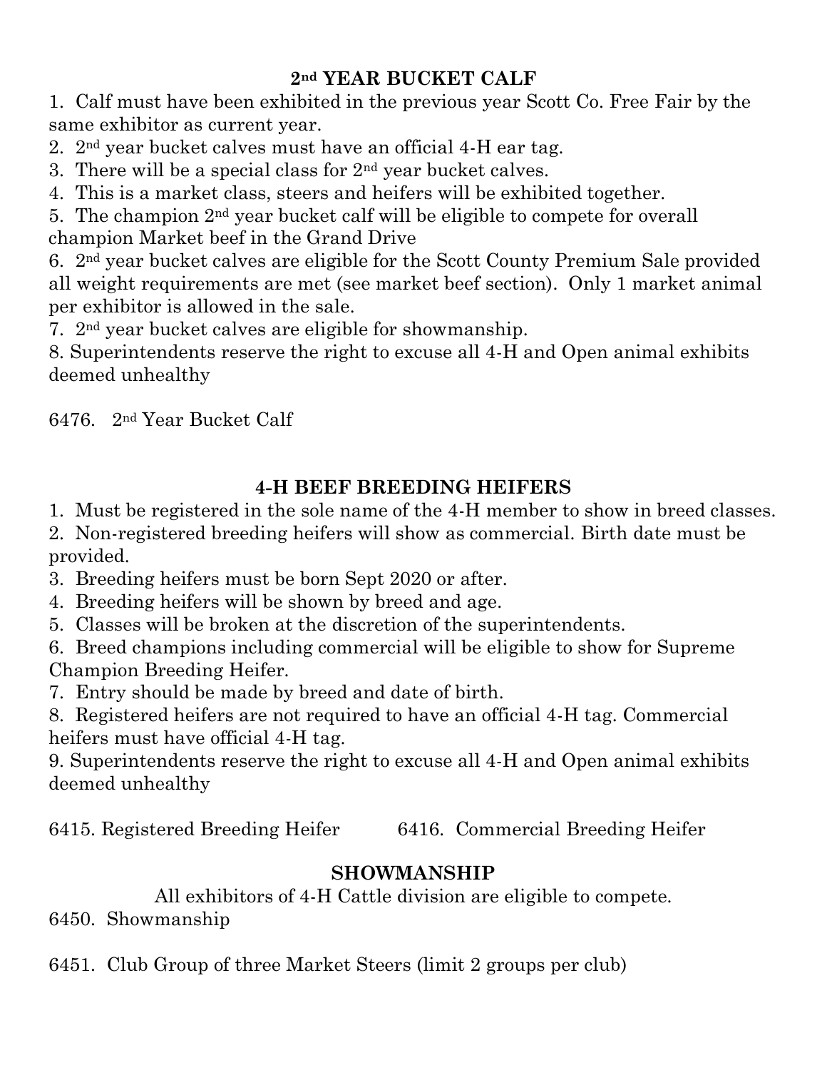## 2nd YEAR BUCKET CALF

1. Calf must have been exhibited in the previous year Scott Co. Free Fair by the same exhibitor as current year.
2. 2nd year bucket calves must have an official 4-H ear tag.
3. There will be a special class for 2nd year bucket calves.
4. This is a market class, steers and heifers will be exhibited together.
5. The champion 2nd year bucket calf will be eligible to compete for overall champion Market beef in the Grand Drive
6. 2nd year bucket calves are eligible for the Scott County Premium Sale provided all weight requirements are met (see market beef section). Only 1 market animal per exhibitor is allowed in the sale.
7. 2nd year bucket calves are eligible for showmanship.
8. Superintendents reserve the right to excuse all 4-H and Open animal exhibits deemed unhealthy

6476. 2nd Year Bucket Calf

## 4-H BEEF BREEDING HEIFERS

1. Must be registered in the sole name of the 4-H member to show in breed classes.
2. Non-registered breeding heifers will show as commercial. Birth date must be provided.
3. Breeding heifers must be born Sept 2020 or after.
4. Breeding heifers will be shown by breed and age.
5. Classes will be broken at the discretion of the superintendents.
6. Breed champions including commercial will be eligible to show for Supreme Champion Breeding Heifer.
7. Entry should be made by breed and date of birth.
8. Registered heifers are not required to have an official 4-H tag. Commercial heifers must have official 4-H tag.
9. Superintendents reserve the right to excuse all 4-H and Open animal exhibits deemed unhealthy

6415. Registered Breeding Heifer

6416. Commercial Breeding Heifer

## SHOWMANSHIP

All exhibitors of 4-H Cattle division are eligible to compete.

6450. Showmanship

6451. Club Group of three Market Steers (limit 2 groups per club)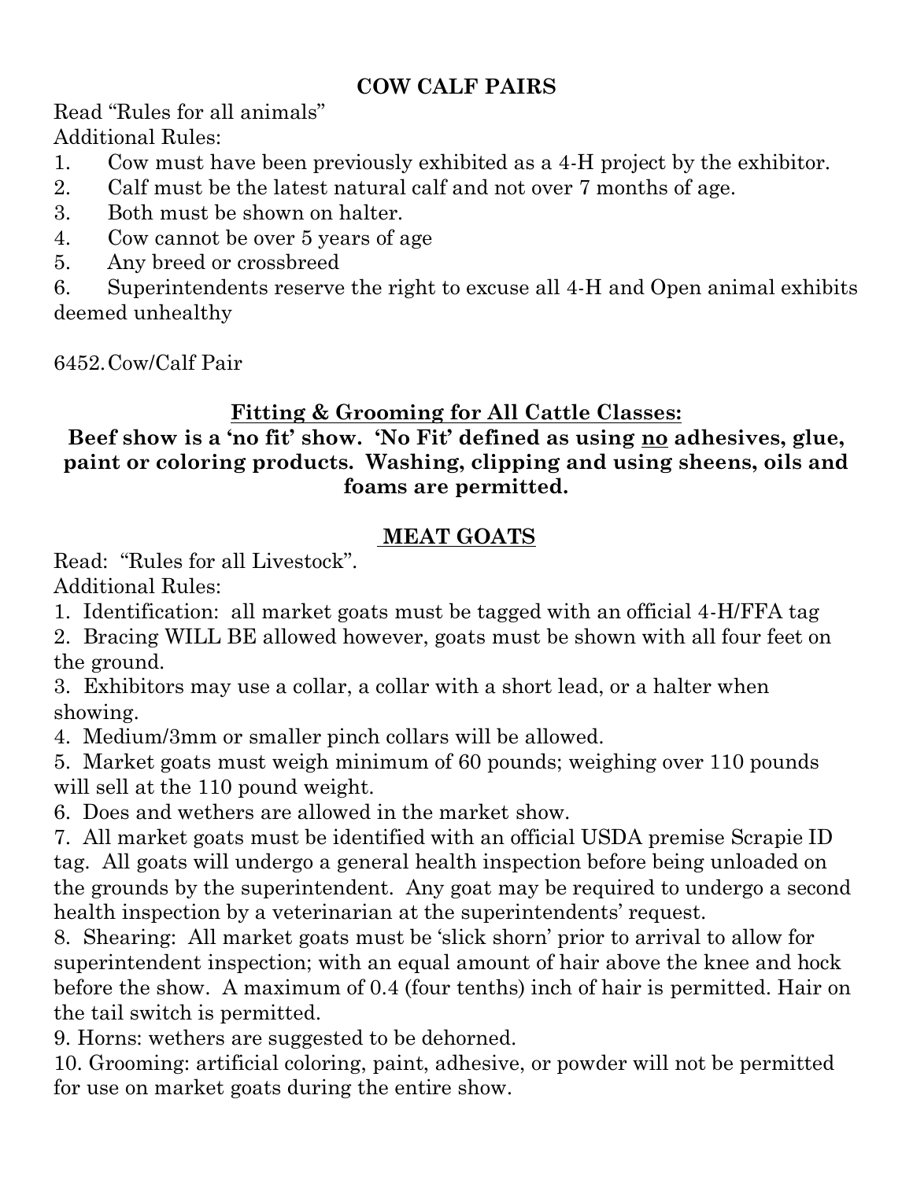## COW CALF PAIRS

Read "Rules for all animals"

Additional Rules:

1. Cow must have been previously exhibited as a 4-H project by the exhibitor.
2. Calf must be the latest natural calf and not over 7 months of age.
3. Both must be shown on halter.
4. Cow cannot be over 5 years of age
5. Any breed or crossbreed
6. Superintendents reserve the right to excuse all 4-H and Open animal exhibits deemed unhealthy

6452. Cow/Calf Pair

## Fitting & Grooming for All Cattle Classes:

**Beef show is a 'no fit' show. 'No Fit' defined as using no adhesives, glue, paint or coloring products. Washing, clipping and using sheens, oils and foams are permitted.**

## MEAT GOATS

Read: "Rules for all Livestock".

Additional Rules:

1. Identification: all market goats must be tagged with an official 4-H/FFA tag
2. Bracing WILL BE allowed however, goats must be shown with all four feet on the ground.
3. Exhibitors may use a collar, a collar with a short lead, or a halter when showing.
4. Medium/3mm or smaller pinch collars will be allowed.
5. Market goats must weigh minimum of 60 pounds; weighing over 110 pounds will sell at the 110 pound weight.
6. Does and wethers are allowed in the market show.
7. All market goats must be identified with an official USDA premise Scrapie ID tag. All goats will undergo a general health inspection before being unloaded on the grounds by the superintendent. Any goat may be required to undergo a second health inspection by a veterinarian at the superintendents' request.
8. Shearing: All market goats must be 'slick shorn' prior to arrival to allow for superintendent inspection; with an equal amount of hair above the knee and hock before the show. A maximum of 0.4 (four tenths) inch of hair is permitted. Hair on the tail switch is permitted.
9. Horns: wethers are suggested to be dehorned.
10. Grooming: artificial coloring, paint, adhesive, or powder will not be permitted for use on market goats during the entire show.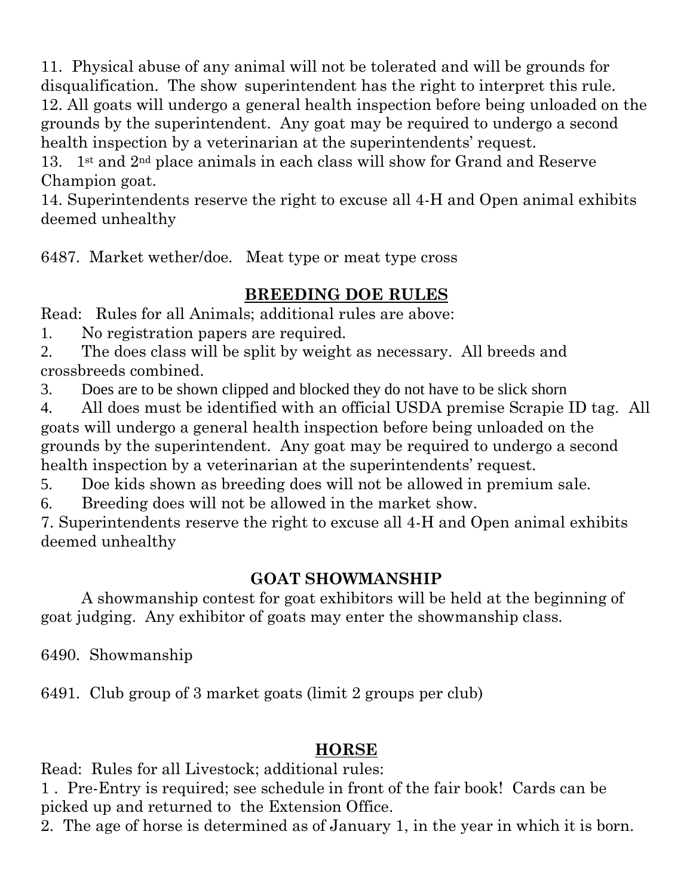11. Physical abuse of any animal will not be tolerated and will be grounds for disqualification. The show superintendent has the right to interpret this rule.
12. All goats will undergo a general health inspection before being unloaded on the grounds by the superintendent. Any goat may be required to undergo a second health inspection by a veterinarian at the superintendents' request.
13. 1st and 2nd place animals in each class will show for Grand and Reserve Champion goat.
14. Superintendents reserve the right to excuse all 4-H and Open animal exhibits deemed unhealthy

6487. Market wether/doe. Meat type or meat type cross

## BREEDING DOE RULES

Read: Rules for all Animals; additional rules are above:

1. No registration papers are required.
2. The does class will be split by weight as necessary. All breeds and crossbreeds combined.
3. Does are to be shown clipped and blocked they do not have to be slick shorn
4. All does must be identified with an official USDA premise Scrapie ID tag. All goats will undergo a general health inspection before being unloaded on the grounds by the superintendent. Any goat may be required to undergo a second health inspection by a veterinarian at the superintendents' request.
5. Doe kids shown as breeding does will not be allowed in premium sale.
6. Breeding does will not be allowed in the market show.
7. Superintendents reserve the right to excuse all 4-H and Open animal exhibits deemed unhealthy

## GOAT SHOWMANSHIP

A showmanship contest for goat exhibitors will be held at the beginning of goat judging. Any exhibitor of goats may enter the showmanship class.

6490. Showmanship

6491. Club group of 3 market goats (limit 2 groups per club)

## HORSE

Read: Rules for all Livestock; additional rules:

1. Pre-Entry is required; see schedule in front of the fair book! Cards can be picked up and returned to the Extension Office.
2. The age of horse is determined as of January 1, in the year in which it is born.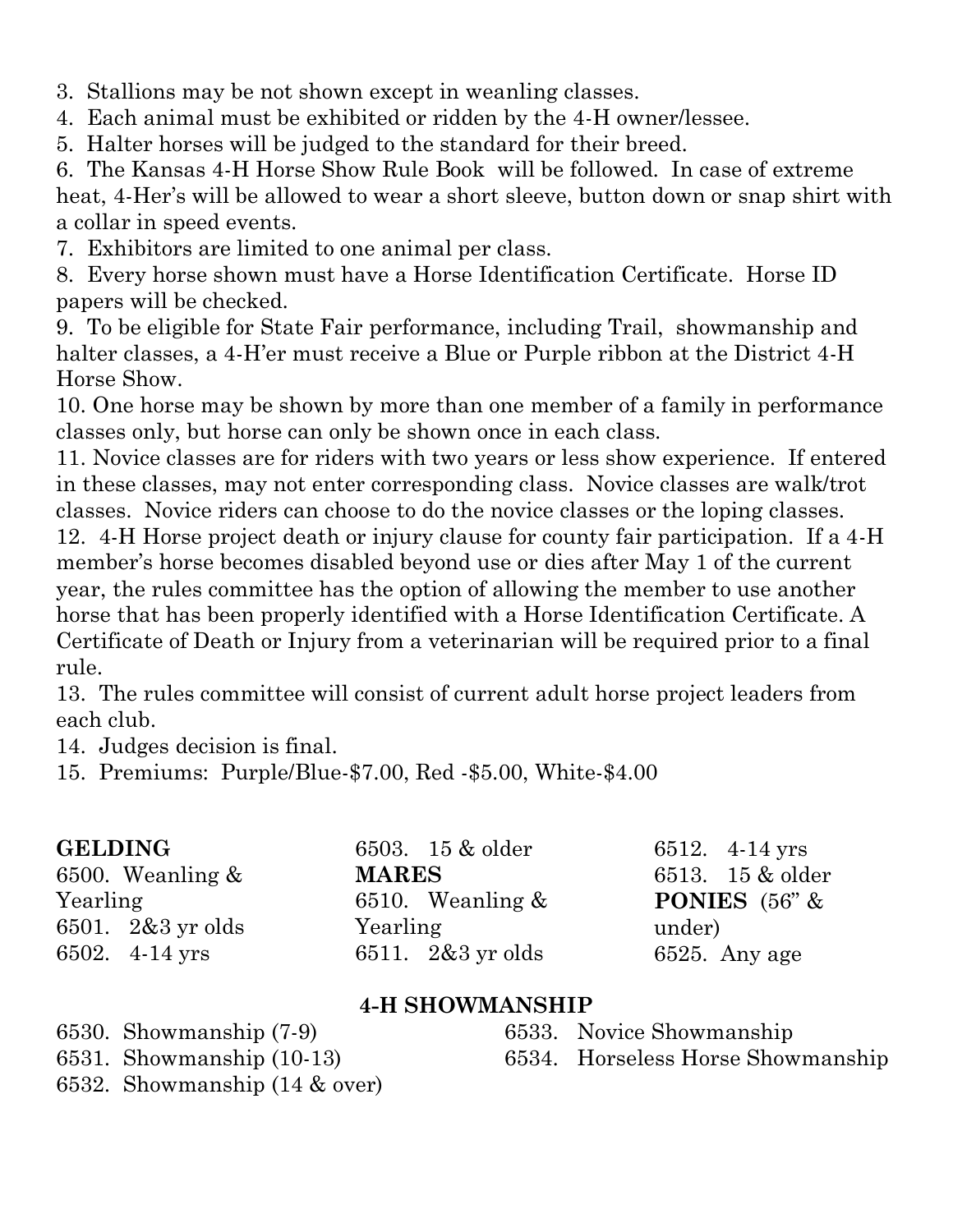3. Stallions may be not shown except in weanling classes.
4. Each animal must be exhibited or ridden by the 4-H owner/lessee.
5. Halter horses will be judged to the standard for their breed.
6. The Kansas 4-H Horse Show Rule Book will be followed. In case of extreme heat, 4-Her's will be allowed to wear a short sleeve, button down or snap shirt with a collar in speed events.
7. Exhibitors are limited to one animal per class.
8. Every horse shown must have a Horse Identification Certificate. Horse ID papers will be checked.
9. To be eligible for State Fair performance, including Trail, showmanship and halter classes, a 4-H'er must receive a Blue or Purple ribbon at the District 4-H Horse Show.
10. One horse may be shown by more than one member of a family in performance classes only, but horse can only be shown once in each class.
11. Novice classes are for riders with two years or less show experience. If entered in these classes, may not enter corresponding class. Novice classes are walk/trot classes. Novice riders can choose to do the novice classes or the loping classes.
12. 4-H Horse project death or injury clause for county fair participation. If a 4-H member's horse becomes disabled beyond use or dies after May 1 of the current year, the rules committee has the option of allowing the member to use another horse that has been properly identified with a Horse Identification Certificate. A Certificate of Death or Injury from a veterinarian will be required prior to a final rule.
13. The rules committee will consist of current adult horse project leaders from each club.
14. Judges decision is final.
15. Premiums: Purple/Blue-$7.00, Red -$5.00, White-$4.00

**GELDING**
6500. Weanling & Yearling
6501. 2&3 yr olds
6502. 4-14 yrs
6503. 15 & older

**MARES**
6510. Weanling & Yearling
6511. 2&3 yr olds
6512. 4-14 yrs
6513. 15 & older

**PONIES** (56" & under)
6525. Any age

**4-H SHOWMANSHIP**

6530. Showmanship (7-9)
6531. Showmanship (10-13)
6532. Showmanship (14 & over)
6533. Novice Showmanship
6534. Horseless Horse Showmanship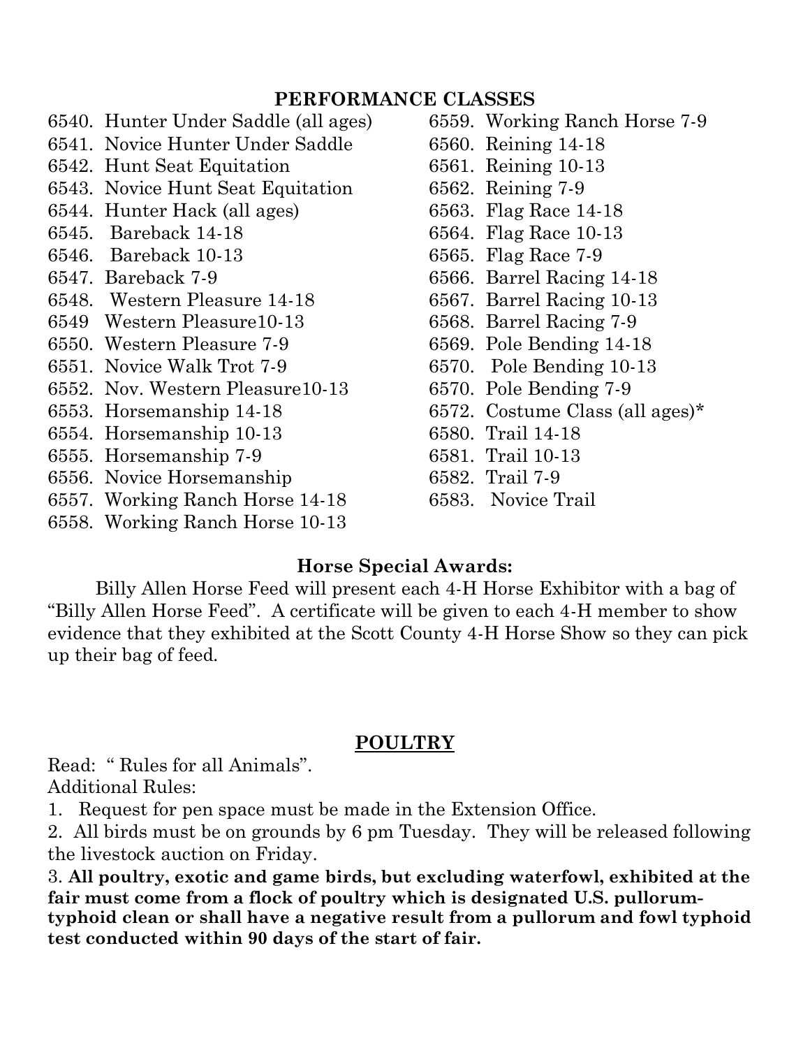## PERFORMANCE CLASSES

6540. Hunter Under Saddle (all ages)
6541. Novice Hunter Under Saddle
6542. Hunt Seat Equitation
6543. Novice Hunt Seat Equitation
6544. Hunter Hack (all ages)
6545. Bareback 14-18
6546. Bareback 10-13
6547. Bareback 7-9
6548. Western Pleasure 14-18
6549 Western Pleasure10-13
6550. Western Pleasure 7-9
6551. Novice Walk Trot 7-9
6552. Nov. Western Pleasure10-13
6553. Horsemanship 14-18
6554. Horsemanship 10-13
6555. Horsemanship 7-9
6556. Novice Horsemanship
6557. Working Ranch Horse 14-18
6558. Working Ranch Horse 10-13
6559. Working Ranch Horse 7-9
6560. Reining 14-18
6561. Reining 10-13
6562. Reining 7-9
6563. Flag Race 14-18
6564. Flag Race 10-13
6565. Flag Race 7-9
6566. Barrel Racing 14-18
6567. Barrel Racing 10-13
6568. Barrel Racing 7-9
6569. Pole Bending 14-18
6570. Pole Bending 10-13
6570. Pole Bending 7-9
6572. Costume Class (all ages)*
6580. Trail 14-18
6581. Trail 10-13
6582. Trail 7-9
6583. Novice Trail

### Horse Special Awards:

Billy Allen Horse Feed will present each 4-H Horse Exhibitor with a bag of "Billy Allen Horse Feed". A certificate will be given to each 4-H member to show evidence that they exhibited at the Scott County 4-H Horse Show so they can pick up their bag of feed.

## POULTRY

Read: " Rules for all Animals".

Additional Rules:

1. Request for pen space must be made in the Extension Office.
2. All birds must be on grounds by 6 pm Tuesday. They will be released following the livestock auction on Friday.
3. **All poultry, exotic and game birds, but excluding waterfowl, exhibited at the fair must come from a flock of poultry which is designated U.S. pullorum-typhoid clean or shall have a negative result from a pullorum and fowl typhoid test conducted within 90 days of the start of fair.**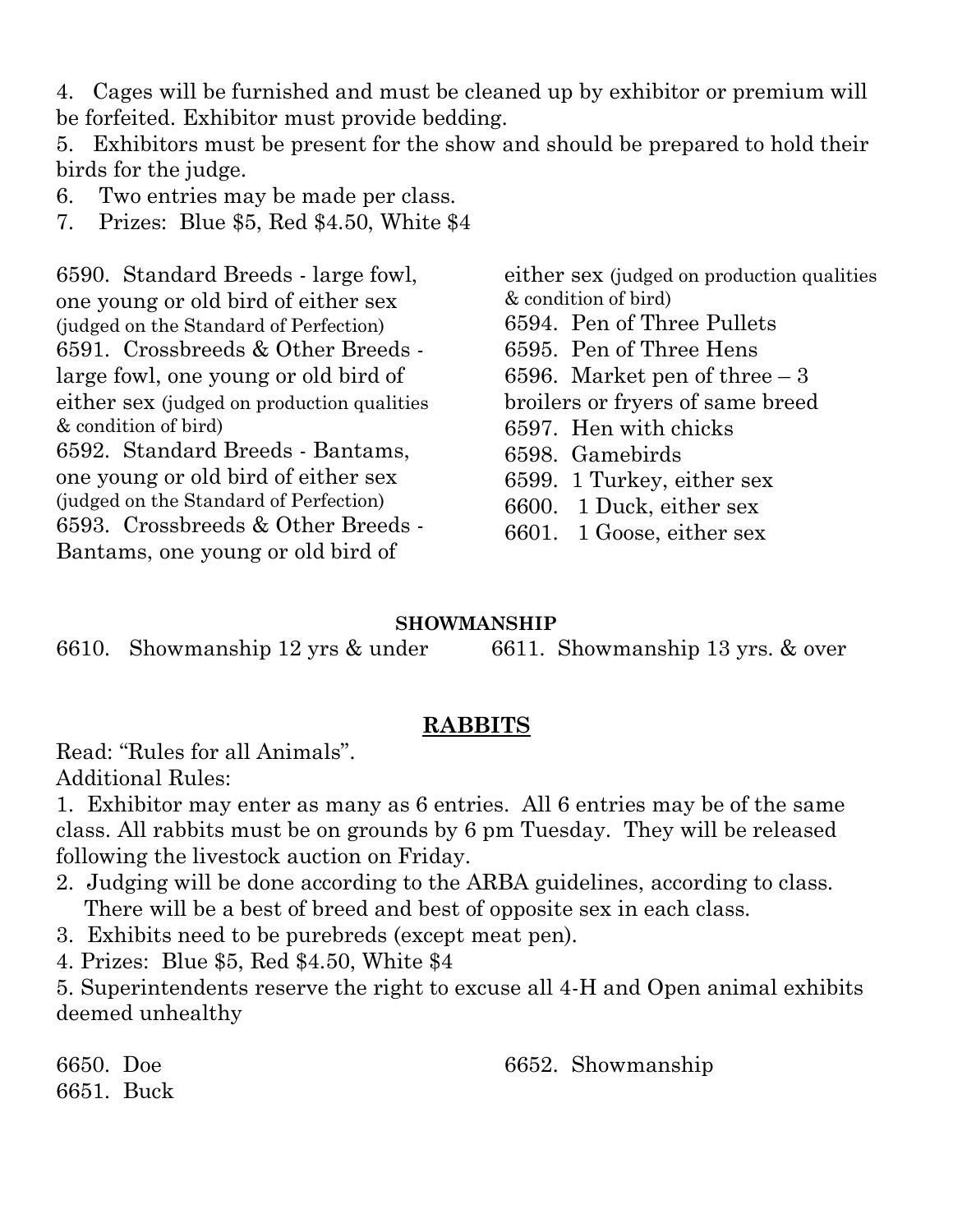4. Cages will be furnished and must be cleaned up by exhibitor or premium will be forfeited. Exhibitor must provide bedding.
5. Exhibitors must be present for the show and should be prepared to hold their birds for the judge.
6. Two entries may be made per class.
7. Prizes: Blue $5, Red $4.50, White $4

6590. Standard Breeds - large fowl, one young or old bird of either sex (judged on the Standard of Perfection)
6591. Crossbreeds & Other Breeds - large fowl, one young or old bird of either sex (judged on production qualities & condition of bird)
6592. Standard Breeds - Bantams, one young or old bird of either sex (judged on the Standard of Perfection)
6593. Crossbreeds & Other Breeds - Bantams, one young or old bird of either sex (judged on production qualities & condition of bird)
6594. Pen of Three Pullets
6595. Pen of Three Hens
6596. Market pen of three – 3 broilers or fryers of same breed
6597. Hen with chicks
6598. Gamebirds
6599. 1 Turkey, either sex
6600. 1 Duck, either sex
6601. 1 Goose, either sex

**SHOWMANSHIP**

6610. Showmanship 12 yrs & under
6611. Showmanship 13 yrs. & over

## RABBITS

Read: "Rules for all Animals".
Additional Rules:

1. Exhibitor may enter as many as 6 entries. All 6 entries may be of the same class. All rabbits must be on grounds by 6 pm Tuesday. They will be released following the livestock auction on Friday.
2. Judging will be done according to the ARBA guidelines, according to class. There will be a best of breed and best of opposite sex in each class.
3. Exhibits need to be purebreds (except meat pen).
4. Prizes: Blue $5, Red $4.50, White $4
5. Superintendents reserve the right to excuse all 4-H and Open animal exhibits deemed unhealthy

6650. Doe
6651. Buck
6652. Showmanship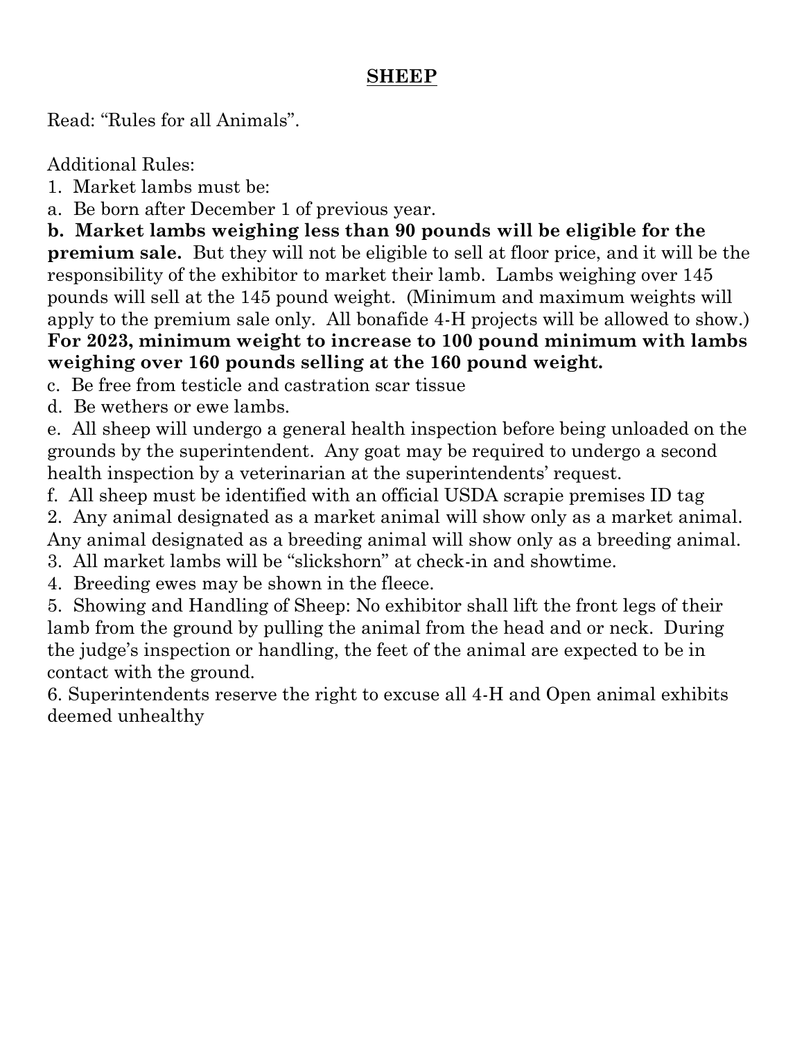## SHEEP

Read: "Rules for all Animals".

Additional Rules:

1. Market lambs must be:

a. Be born after December 1 of previous year.

**b. Market lambs weighing less than 90 pounds will be eligible for the premium sale.** But they will not be eligible to sell at floor price, and it will be the responsibility of the exhibitor to market their lamb. Lambs weighing over 145 pounds will sell at the 145 pound weight. (Minimum and maximum weights will apply to the premium sale only. All bonafide 4-H projects will be allowed to show.) **For 2023, minimum weight to increase to 100 pound minimum with lambs weighing over 160 pounds selling at the 160 pound weight.**

c. Be free from testicle and castration scar tissue

d. Be wethers or ewe lambs.

e. All sheep will undergo a general health inspection before being unloaded on the grounds by the superintendent. Any goat may be required to undergo a second health inspection by a veterinarian at the superintendents' request.

f. All sheep must be identified with an official USDA scrapie premises ID tag

2. Any animal designated as a market animal will show only as a market animal. Any animal designated as a breeding animal will show only as a breeding animal.

3. All market lambs will be "slickshorn" at check-in and showtime.

4. Breeding ewes may be shown in the fleece.

5. Showing and Handling of Sheep: No exhibitor shall lift the front legs of their lamb from the ground by pulling the animal from the head and or neck. During the judge's inspection or handling, the feet of the animal are expected to be in contact with the ground.

6. Superintendents reserve the right to excuse all 4-H and Open animal exhibits deemed unhealthy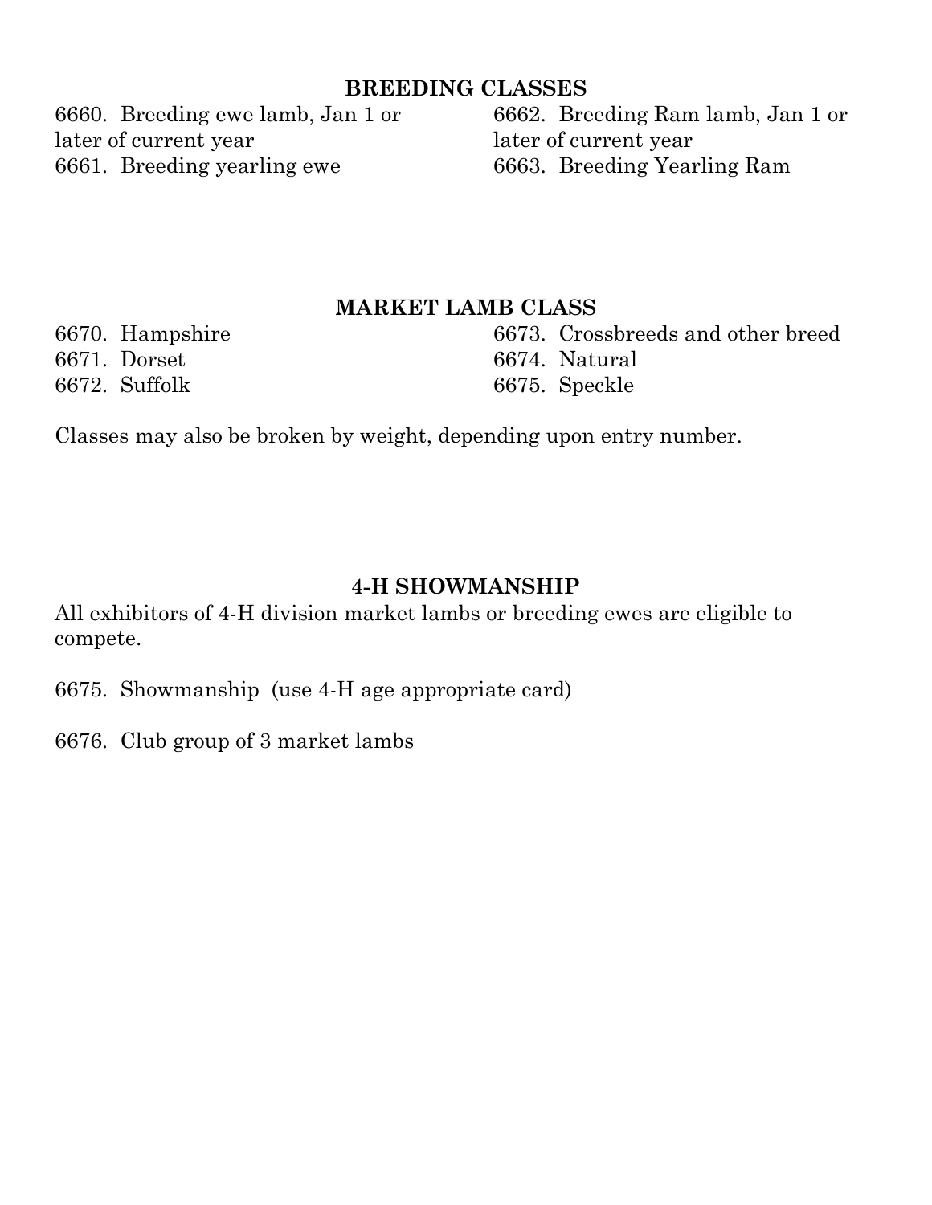## BREEDING CLASSES

6660. Breeding ewe lamb, Jan 1 or later of current year
6661. Breeding yearling ewe
6662. Breeding Ram lamb, Jan 1 or later of current year
6663. Breeding Yearling Ram

## MARKET LAMB CLASS

6670. Hampshire
6671. Dorset
6672. Suffolk
6673. Crossbreeds and other breed
6674. Natural
6675. Speckle

Classes may also be broken by weight, depending upon entry number.

## 4-H SHOWMANSHIP

All exhibitors of 4-H division market lambs or breeding ewes are eligible to compete.

6675. Showmanship (use 4-H age appropriate card)

6676. Club group of 3 market lambs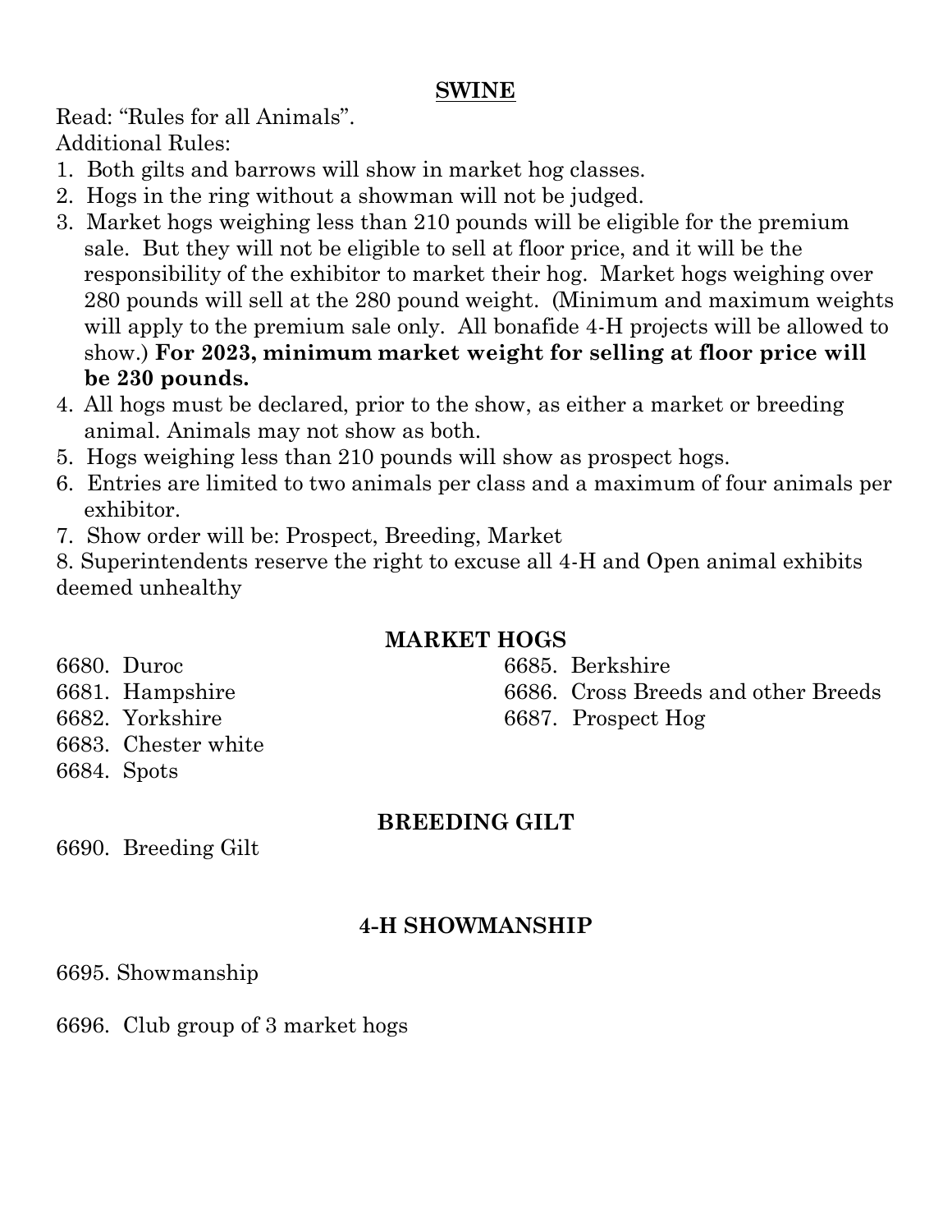# SWINE

Read: "Rules for all Animals".

Additional Rules:

1. Both gilts and barrows will show in market hog classes.
2. Hogs in the ring without a showman will not be judged.
3. Market hogs weighing less than 210 pounds will be eligible for the premium sale. But they will not be eligible to sell at floor price, and it will be the responsibility of the exhibitor to market their hog. Market hogs weighing over 280 pounds will sell at the 280 pound weight. (Minimum and maximum weights will apply to the premium sale only. All bonafide 4-H projects will be allowed to show.) **For 2023, minimum market weight for selling at floor price will be 230 pounds.**
4. All hogs must be declared, prior to the show, as either a market or breeding animal. Animals may not show as both.
5. Hogs weighing less than 210 pounds will show as prospect hogs.
6. Entries are limited to two animals per class and a maximum of four animals per exhibitor.
7. Show order will be: Prospect, Breeding, Market
8. Superintendents reserve the right to excuse all 4-H and Open animal exhibits deemed unhealthy

## MARKET HOGS

6680. Duroc
6681. Hampshire
6682. Yorkshire
6683. Chester white
6684. Spots
6685. Berkshire
6686. Cross Breeds and other Breeds
6687. Prospect Hog

## BREEDING GILT

6690. Breeding Gilt

## 4-H SHOWMANSHIP

6695. Showmanship

6696. Club group of 3 market hogs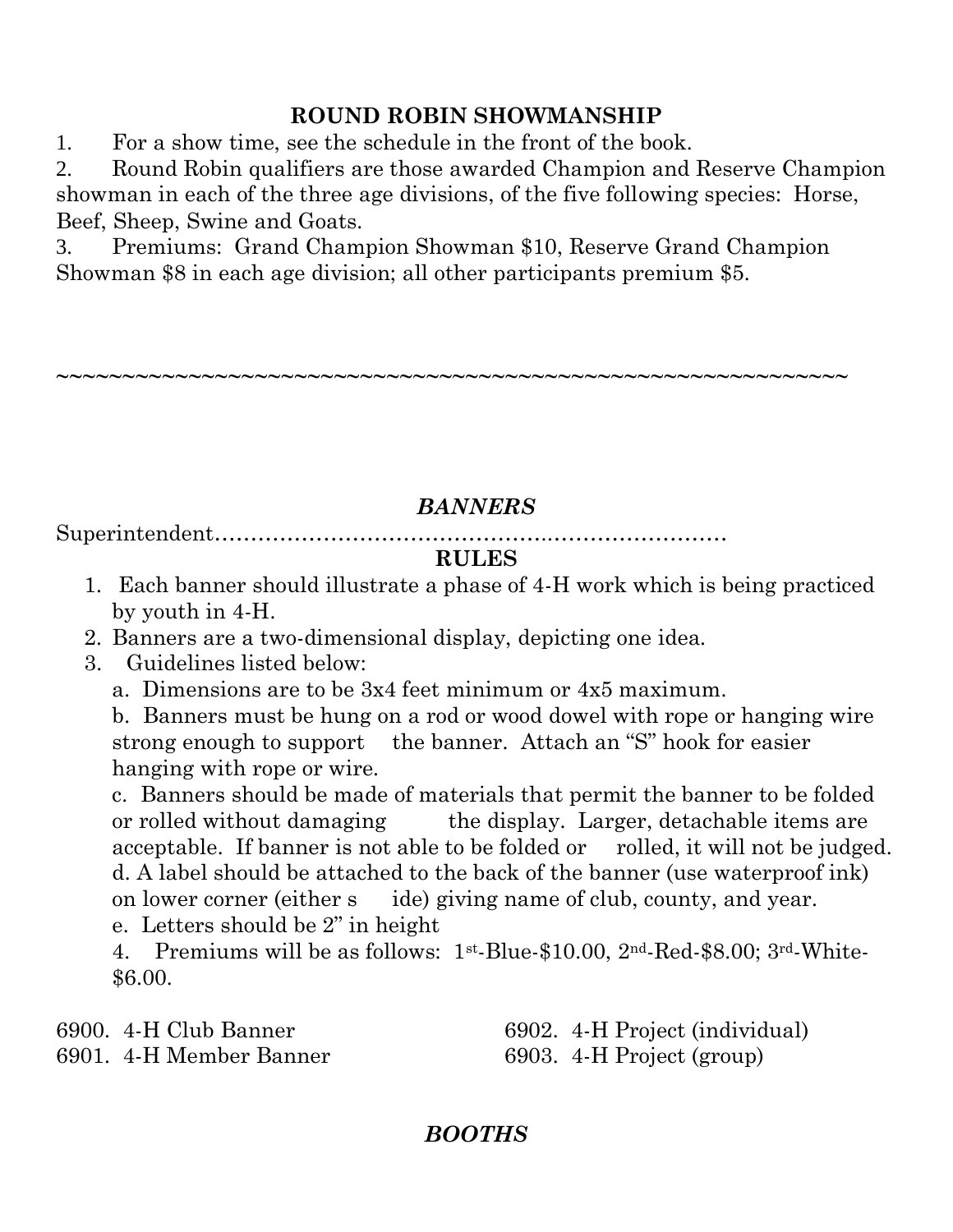## ROUND ROBIN SHOWMANSHIP

1. For a show time, see the schedule in the front of the book.
2. Round Robin qualifiers are those awarded Champion and Reserve Champion showman in each of the three age divisions, of the five following species: Horse, Beef, Sheep, Swine and Goats.
3. Premiums: Grand Champion Showman $10, Reserve Grand Champion Showman $8 in each age division; all other participants premium $5.

~~~~~~~~~~~~~~~~~~~~~~~~~~~~~~~~~~~~~~~~~~~~~~~~~~~~~~~~~~~~

## *BANNERS*

Superintendent…………………………………………………………………

### RULES

1. Each banner should illustrate a phase of 4-H work which is being practiced by youth in 4-H.
2. Banners are a two-dimensional display, depicting one idea.
3. Guidelines listed below:
   a. Dimensions are to be 3x4 feet minimum or 4x5 maximum.
   b. Banners must be hung on a rod or wood dowel with rope or hanging wire strong enough to support the banner. Attach an "S" hook for easier hanging with rope or wire.
   c. Banners should be made of materials that permit the banner to be folded or rolled without damaging the display. Larger, detachable items are acceptable. If banner is not able to be folded or rolled, it will not be judged.
   d. A label should be attached to the back of the banner (use waterproof ink) on lower corner (either side) giving name of club, county, and year.
   e. Letters should be 2" in height
4. Premiums will be as follows: 1st-Blue-$10.00, 2nd-Red-$8.00; 3rd-White-$6.00.

6900. 4-H Club Banner
6901. 4-H Member Banner
6902. 4-H Project (individual)
6903. 4-H Project (group)

## *BOOTHS*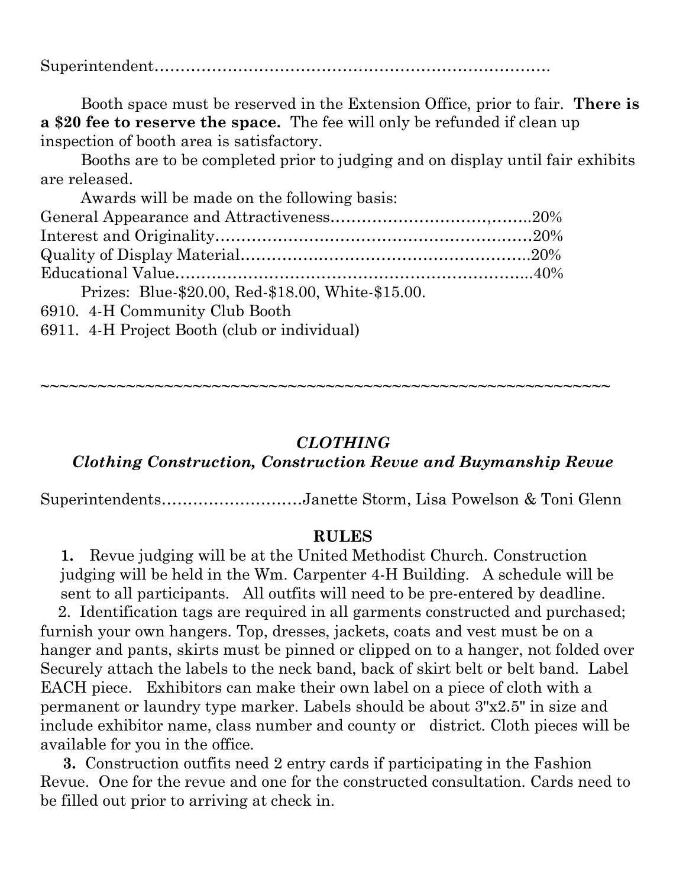Superintendent………………………………………………………………….

Booth space must be reserved in the Extension Office, prior to fair. **There is a $20 fee to reserve the space.** The fee will only be refunded if clean up inspection of booth area is satisfactory.

Booths are to be completed prior to judging and on display until fair exhibits are released.

Awards will be made on the following basis:

General Appearance and Attractiveness…………………………,……..20%
Interest and Originality……………………………………………………20%
Quality of Display Material……………………………………………….20%
Educational Value…………………………………………………………..40%

Prizes: Blue-$20.00, Red-$18.00, White-$15.00.

6910. 4-H Community Club Booth
6911. 4-H Project Booth (club or individual)

~~~~~~~~~~~~~~~~~~~~~~~~~~~~~~~~~~~~~~~~~~~~~~~~~~~~~~~~~~~~~

## *CLOTHING*

### *Clothing Construction, Construction Revue and Buymanship Revue*

Superintendents………………………Janette Storm, Lisa Powelson & Toni Glenn

### RULES

**1.** Revue judging will be at the United Methodist Church. Construction judging will be held in the Wm. Carpenter 4-H Building. A schedule will be sent to all participants. All outfits will need to be pre-entered by deadline.

2. Identification tags are required in all garments constructed and purchased; furnish your own hangers. Top, dresses, jackets, coats and vest must be on a hanger and pants, skirts must be pinned or clipped on to a hanger, not folded over Securely attach the labels to the neck band, back of skirt belt or belt band. Label EACH piece. Exhibitors can make their own label on a piece of cloth with a permanent or laundry type marker. Labels should be about 3"x2.5" in size and include exhibitor name, class number and county or district. Cloth pieces will be available for you in the office.

**3.** Construction outfits need 2 entry cards if participating in the Fashion Revue. One for the revue and one for the constructed consultation. Cards need to be filled out prior to arriving at check in.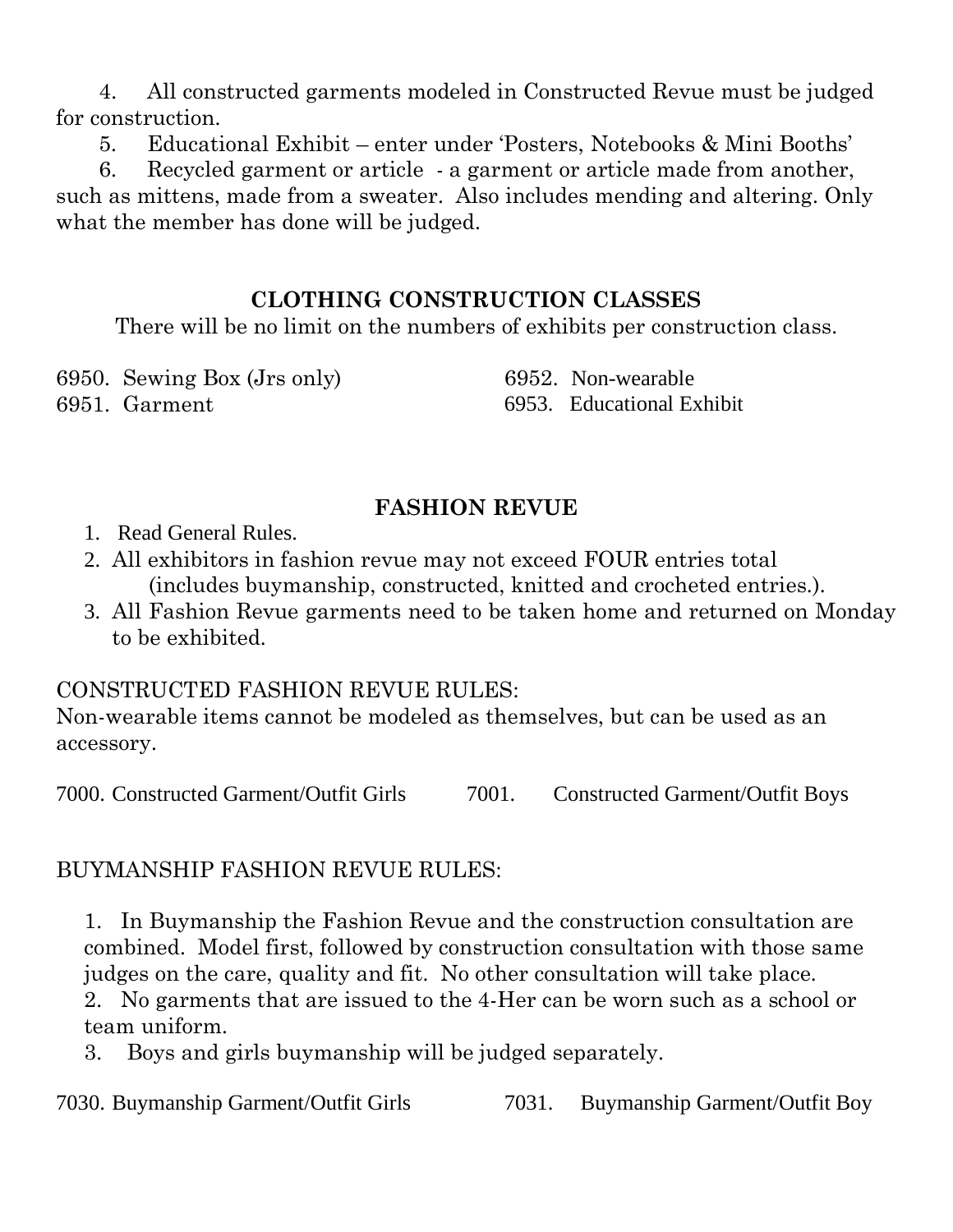4. All constructed garments modeled in Constructed Revue must be judged for construction.

5. Educational Exhibit – enter under 'Posters, Notebooks & Mini Booths'

6. Recycled garment or article - a garment or article made from another, such as mittens, made from a sweater. Also includes mending and altering. Only what the member has done will be judged.

## CLOTHING CONSTRUCTION CLASSES

There will be no limit on the numbers of exhibits per construction class.

6950. Sewing Box (Jrs only)

6951. Garment

6952. Non-wearable

6953. Educational Exhibit

## FASHION REVUE

1. Read General Rules.
2. All exhibitors in fashion revue may not exceed FOUR entries total (includes buymanship, constructed, knitted and crocheted entries.).
3. All Fashion Revue garments need to be taken home and returned on Monday to be exhibited.

CONSTRUCTED FASHION REVUE RULES:

Non-wearable items cannot be modeled as themselves, but can be used as an accessory.

7000. Constructed Garment/Outfit Girls

7001. Constructed Garment/Outfit Boys

BUYMANSHIP FASHION REVUE RULES:

1. In Buymanship the Fashion Revue and the construction consultation are combined. Model first, followed by construction consultation with those same judges on the care, quality and fit. No other consultation will take place.
2. No garments that are issued to the 4-Her can be worn such as a school or team uniform.
3. Boys and girls buymanship will be judged separately.

7030. Buymanship Garment/Outfit Girls

7031. Buymanship Garment/Outfit Boy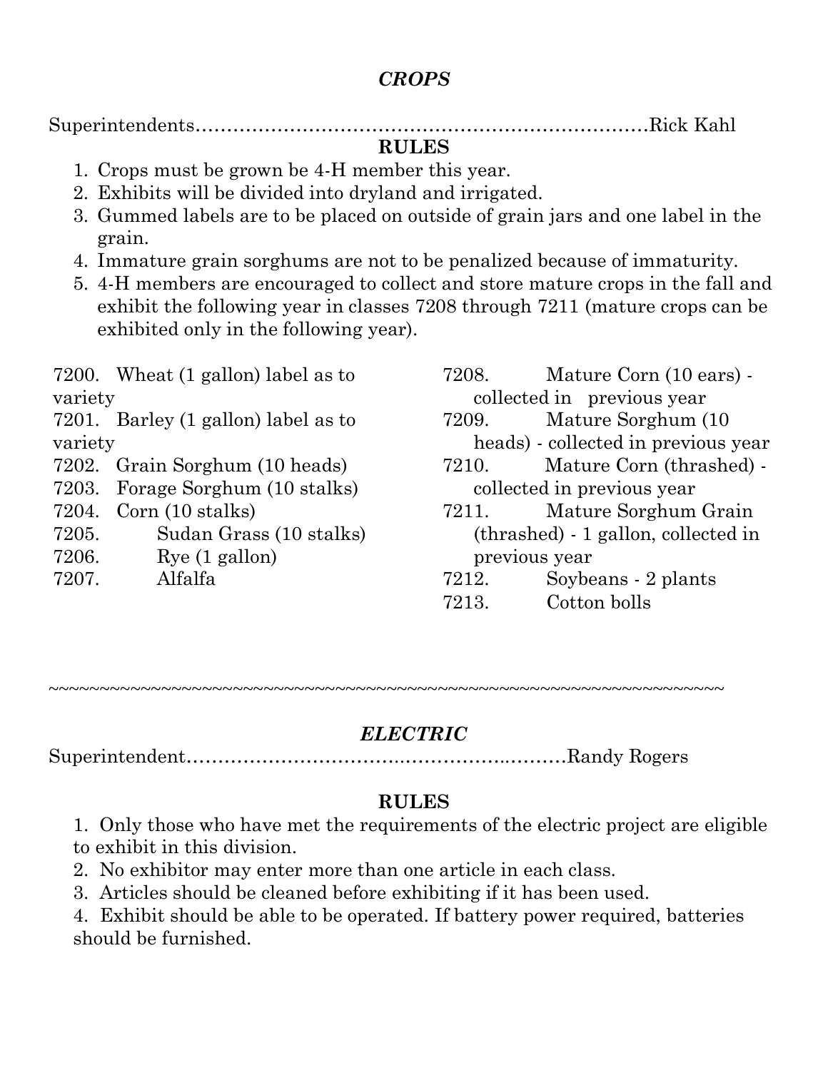## *CROPS*

Superintendents……………………………………………………………………Rick Kahl

**RULES**

1. Crops must be grown be 4-H member this year.
2. Exhibits will be divided into dryland and irrigated.
3. Gummed labels are to be placed on outside of grain jars and one label in the grain.
4. Immature grain sorghums are not to be penalized because of immaturity.
5. 4-H members are encouraged to collect and store mature crops in the fall and exhibit the following year in classes 7208 through 7211 (mature crops can be exhibited only in the following year).

7200. Wheat (1 gallon) label as to variety
7201. Barley (1 gallon) label as to variety
7202. Grain Sorghum (10 heads)
7203. Forage Sorghum (10 stalks)
7204. Corn (10 stalks)
7205. Sudan Grass (10 stalks)
7206. Rye (1 gallon)
7207. Alfalfa
7208. Mature Corn (10 ears) - collected in previous year
7209. Mature Sorghum (10 heads) - collected in previous year
7210. Mature Corn (thrashed) - collected in previous year
7211. Mature Sorghum Grain (thrashed) - 1 gallon, collected in previous year
7212. Soybeans - 2 plants
7213. Cotton bolls

~~~~~~~~~~~~~~~~~~~~~~~~~~~~~~~~~~~~~~~~~~~~~~~~~~~~~~~~~~~~~~~~~~~~~~~~

## *ELECTRIC*

Superintendent………………………………………………………Randy Rogers

**RULES**

1. Only those who have met the requirements of the electric project are eligible to exhibit in this division.
2. No exhibitor may enter more than one article in each class.
3. Articles should be cleaned before exhibiting if it has been used.
4. Exhibit should be able to be operated. If battery power required, batteries should be furnished.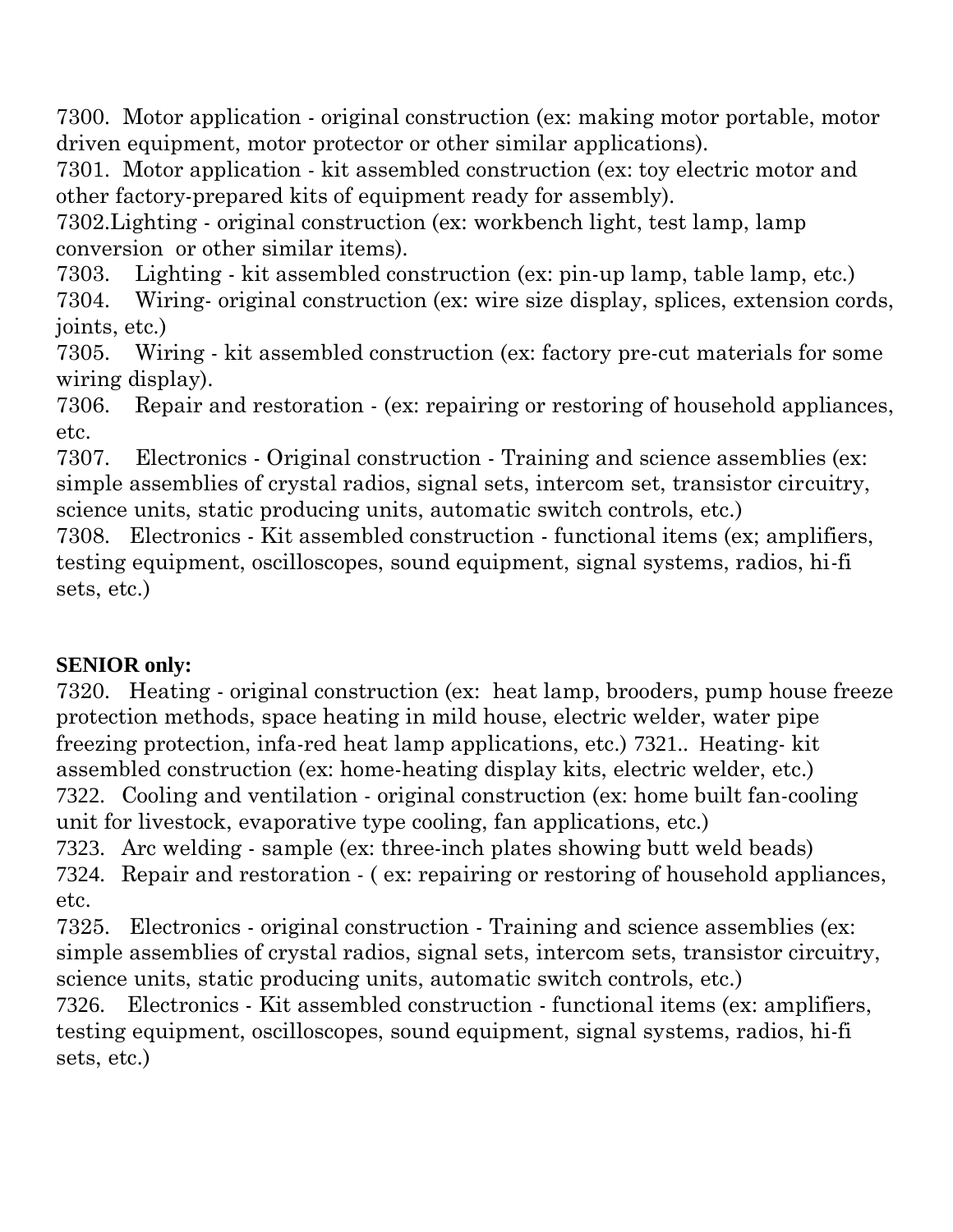7300. Motor application - original construction (ex: making motor portable, motor driven equipment, motor protector or other similar applications).

7301. Motor application - kit assembled construction (ex: toy electric motor and other factory-prepared kits of equipment ready for assembly).

7302.Lighting - original construction (ex: workbench light, test lamp, lamp conversion or other similar items).

7303. Lighting - kit assembled construction (ex: pin-up lamp, table lamp, etc.)

7304. Wiring- original construction (ex: wire size display, splices, extension cords, joints, etc.)

7305. Wiring - kit assembled construction (ex: factory pre-cut materials for some wiring display).

7306. Repair and restoration - (ex: repairing or restoring of household appliances, etc.

7307. Electronics - Original construction - Training and science assemblies (ex: simple assemblies of crystal radios, signal sets, intercom set, transistor circuitry, science units, static producing units, automatic switch controls, etc.)

7308. Electronics - Kit assembled construction - functional items (ex; amplifiers, testing equipment, oscilloscopes, sound equipment, signal systems, radios, hi-fi sets, etc.)

**SENIOR only:**

7320. Heating - original construction (ex: heat lamp, brooders, pump house freeze protection methods, space heating in mild house, electric welder, water pipe freezing protection, infa-red heat lamp applications, etc.) 7321.. Heating- kit assembled construction (ex: home-heating display kits, electric welder, etc.)

7322. Cooling and ventilation - original construction (ex: home built fan-cooling unit for livestock, evaporative type cooling, fan applications, etc.)

7323. Arc welding - sample (ex: three-inch plates showing butt weld beads)

7324. Repair and restoration - ( ex: repairing or restoring of household appliances, etc.

7325. Electronics - original construction - Training and science assemblies (ex: simple assemblies of crystal radios, signal sets, intercom sets, transistor circuitry, science units, static producing units, automatic switch controls, etc.)

7326. Electronics - Kit assembled construction - functional items (ex: amplifiers, testing equipment, oscilloscopes, sound equipment, signal systems, radios, hi-fi sets, etc.)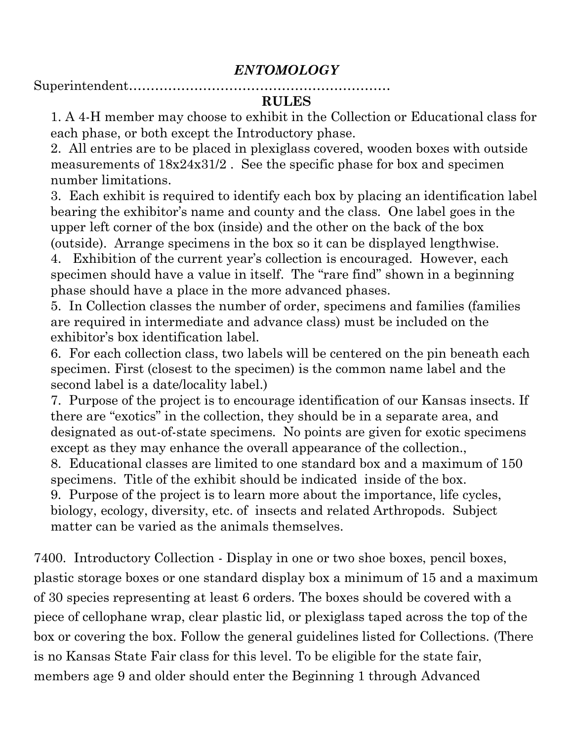## *ENTOMOLOGY*

Superintendent……………………………………………………

### RULES

1. A 4-H member may choose to exhibit in the Collection or Educational class for each phase, or both except the Introductory phase.
2. All entries are to be placed in plexiglass covered, wooden boxes with outside measurements of 18x24x31/2 . See the specific phase for box and specimen number limitations.
3. Each exhibit is required to identify each box by placing an identification label bearing the exhibitor's name and county and the class. One label goes in the upper left corner of the box (inside) and the other on the back of the box (outside). Arrange specimens in the box so it can be displayed lengthwise.
4. Exhibition of the current year's collection is encouraged. However, each specimen should have a value in itself. The "rare find" shown in a beginning phase should have a place in the more advanced phases.
5. In Collection classes the number of order, specimens and families (families are required in intermediate and advance class) must be included on the exhibitor's box identification label.
6. For each collection class, two labels will be centered on the pin beneath each specimen. First (closest to the specimen) is the common name label and the second label is a date/locality label.)
7. Purpose of the project is to encourage identification of our Kansas insects. If there are "exotics" in the collection, they should be in a separate area, and designated as out-of-state specimens. No points are given for exotic specimens except as they may enhance the overall appearance of the collection.,
8. Educational classes are limited to one standard box and a maximum of 150 specimens. Title of the exhibit should be indicated inside of the box.
9. Purpose of the project is to learn more about the importance, life cycles, biology, ecology, diversity, etc. of insects and related Arthropods. Subject matter can be varied as the animals themselves.

7400. Introductory Collection - Display in one or two shoe boxes, pencil boxes, plastic storage boxes or one standard display box a minimum of 15 and a maximum of 30 species representing at least 6 orders. The boxes should be covered with a piece of cellophane wrap, clear plastic lid, or plexiglass taped across the top of the box or covering the box. Follow the general guidelines listed for Collections. (There is no Kansas State Fair class for this level. To be eligible for the state fair, members age 9 and older should enter the Beginning 1 through Advanced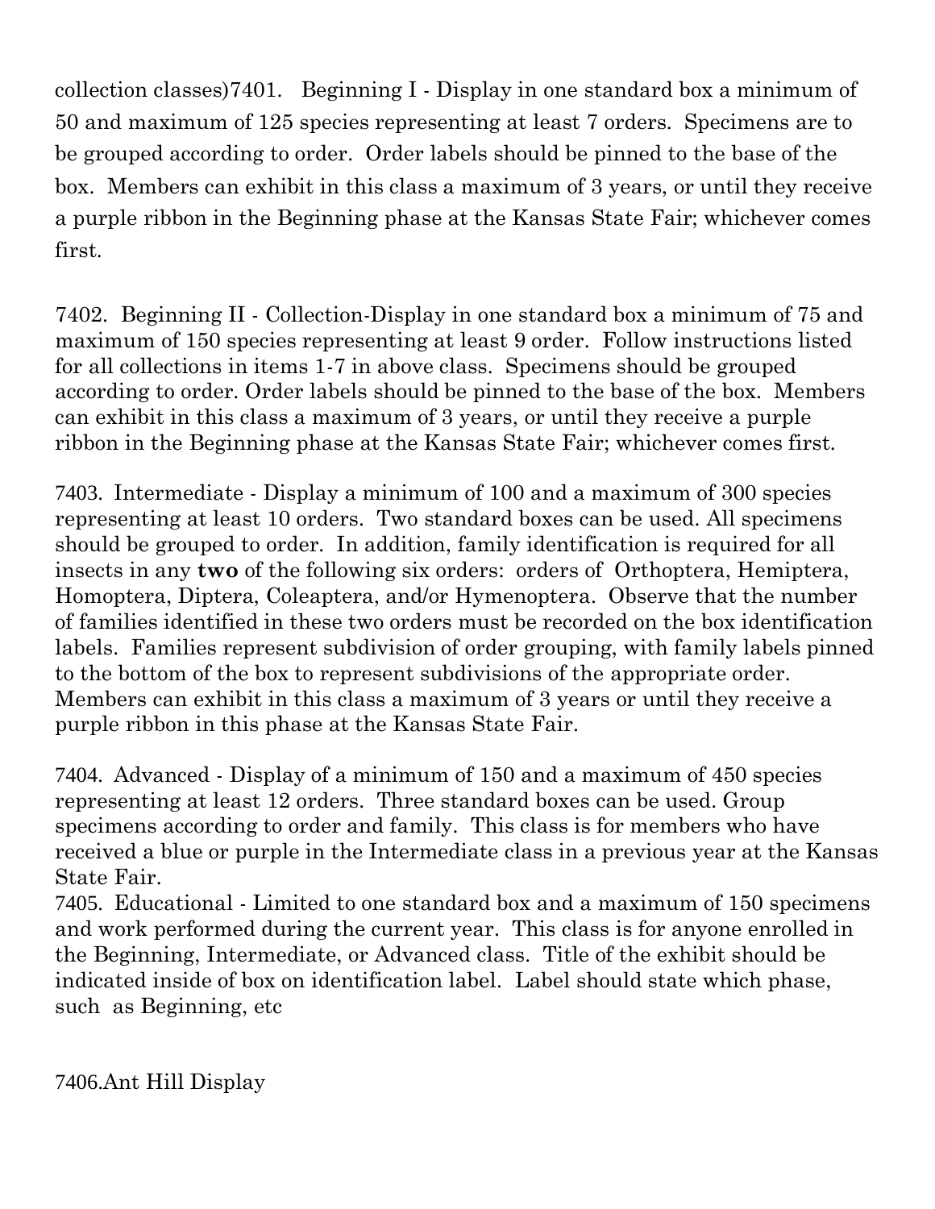collection classes)7401. Beginning I - Display in one standard box a minimum of 50 and maximum of 125 species representing at least 7 orders. Specimens are to be grouped according to order. Order labels should be pinned to the base of the box. Members can exhibit in this class a maximum of 3 years, or until they receive a purple ribbon in the Beginning phase at the Kansas State Fair; whichever comes first.

7402. Beginning II - Collection-Display in one standard box a minimum of 75 and maximum of 150 species representing at least 9 order. Follow instructions listed for all collections in items 1-7 in above class. Specimens should be grouped according to order. Order labels should be pinned to the base of the box. Members can exhibit in this class a maximum of 3 years, or until they receive a purple ribbon in the Beginning phase at the Kansas State Fair; whichever comes first.

7403. Intermediate - Display a minimum of 100 and a maximum of 300 species representing at least 10 orders. Two standard boxes can be used. All specimens should be grouped to order. In addition, family identification is required for all insects in any **two** of the following six orders: orders of Orthoptera, Hemiptera, Homoptera, Diptera, Coleaptera, and/or Hymenoptera. Observe that the number of families identified in these two orders must be recorded on the box identification labels. Families represent subdivision of order grouping, with family labels pinned to the bottom of the box to represent subdivisions of the appropriate order. Members can exhibit in this class a maximum of 3 years or until they receive a purple ribbon in this phase at the Kansas State Fair.

7404. Advanced - Display of a minimum of 150 and a maximum of 450 species representing at least 12 orders. Three standard boxes can be used. Group specimens according to order and family. This class is for members who have received a blue or purple in the Intermediate class in a previous year at the Kansas State Fair.

7405. Educational - Limited to one standard box and a maximum of 150 specimens and work performed during the current year. This class is for anyone enrolled in the Beginning, Intermediate, or Advanced class. Title of the exhibit should be indicated inside of box on identification label. Label should state which phase, such as Beginning, etc

7406.Ant Hill Display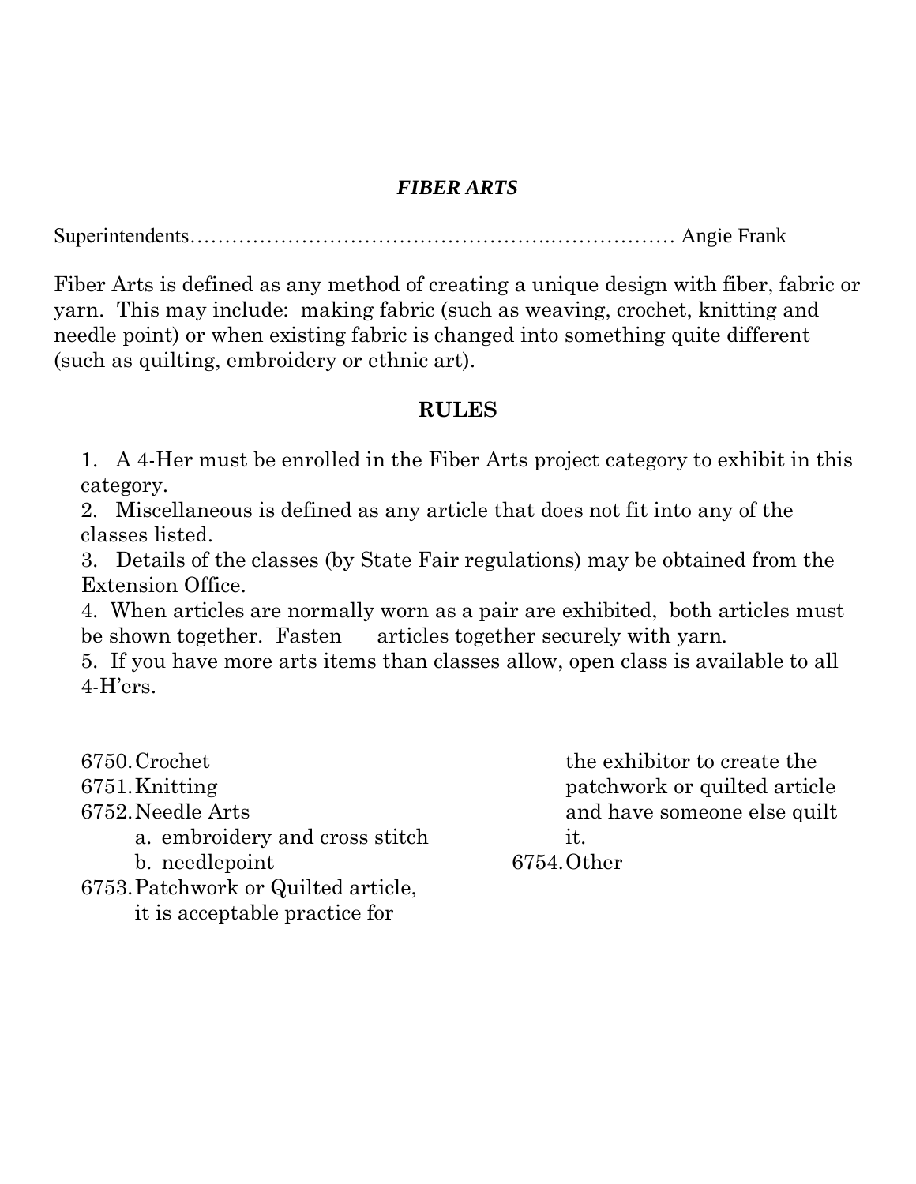## *FIBER ARTS*

Superintendents……………………………………………..……………… Angie Frank

Fiber Arts is defined as any method of creating a unique design with fiber, fabric or yarn. This may include: making fabric (such as weaving, crochet, knitting and needle point) or when existing fabric is changed into something quite different (such as quilting, embroidery or ethnic art).

### RULES

1. A 4-Her must be enrolled in the Fiber Arts project category to exhibit in this category.
2. Miscellaneous is defined as any article that does not fit into any of the classes listed.
3. Details of the classes (by State Fair regulations) may be obtained from the Extension Office.
4. When articles are normally worn as a pair are exhibited, both articles must be shown together. Fasten articles together securely with yarn.
5. If you have more arts items than classes allow, open class is available to all 4-H'ers.

6750. Crochet
6751. Knitting
6752. Needle Arts
    a. embroidery and cross stitch
    b. needlepoint
6753. Patchwork or Quilted article, it is acceptable practice for the exhibitor to create the patchwork or quilted article and have someone else quilt it.
6754. Other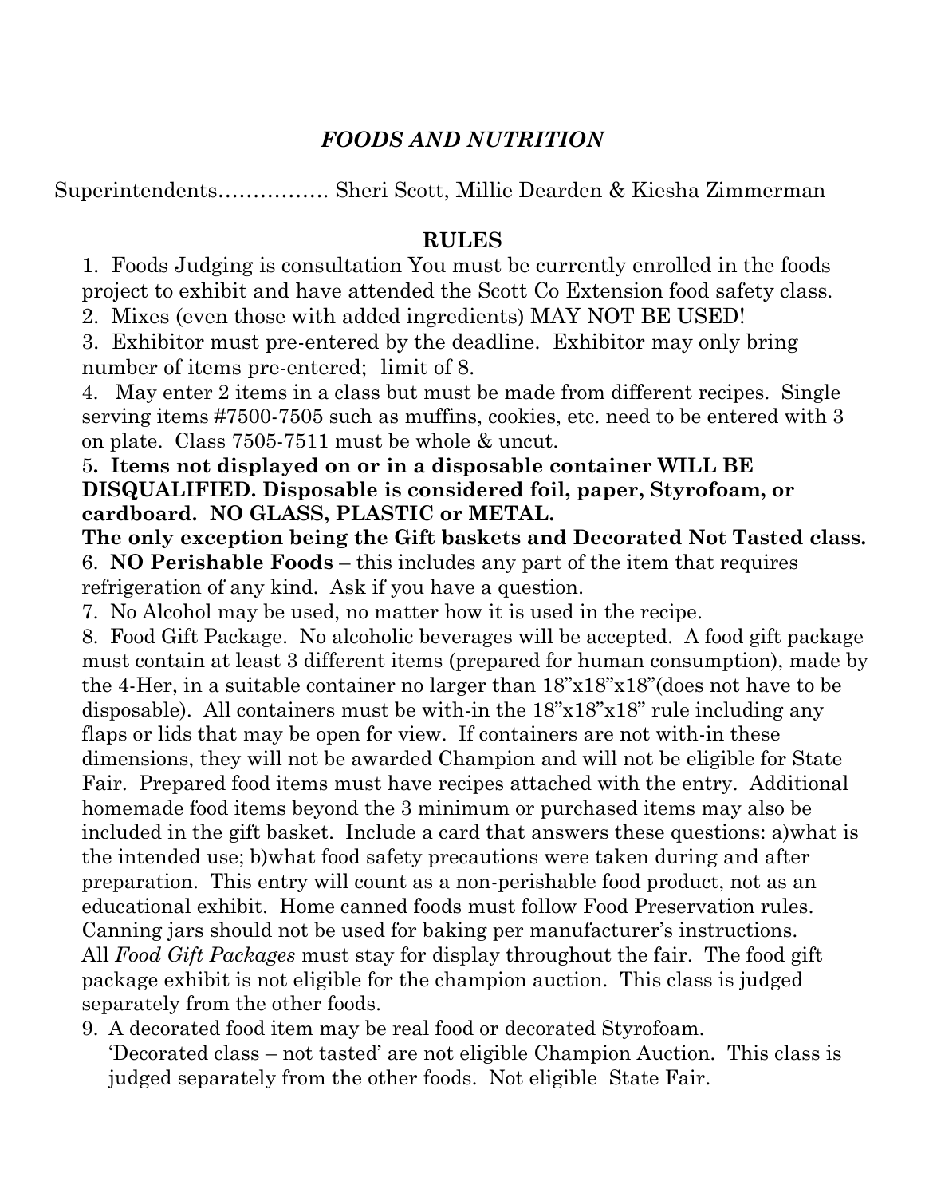## *FOODS AND NUTRITION*

Superintendents……………. Sheri Scott, Millie Dearden & Kiesha Zimmerman

### RULES

1. Foods Judging is consultation You must be currently enrolled in the foods project to exhibit and have attended the Scott Co Extension food safety class.
2. Mixes (even those with added ingredients) MAY NOT BE USED!
3. Exhibitor must pre-entered by the deadline. Exhibitor may only bring number of items pre-entered; limit of 8.
4. May enter 2 items in a class but must be made from different recipes. Single serving items #7500-7505 such as muffins, cookies, etc. need to be entered with 3 on plate. Class 7505-7511 must be whole & uncut.
5. **Items not displayed on or in a disposable container WILL BE DISQUALIFIED. Disposable is considered foil, paper, Styrofoam, or cardboard. NO GLASS, PLASTIC or METAL.**
**The only exception being the Gift baskets and Decorated Not Tasted class.**
6. **NO Perishable Foods** – this includes any part of the item that requires refrigeration of any kind. Ask if you have a question.
7. No Alcohol may be used, no matter how it is used in the recipe.
8. Food Gift Package. No alcoholic beverages will be accepted. A food gift package must contain at least 3 different items (prepared for human consumption), made by the 4-Her, in a suitable container no larger than 18"x18"x18"(does not have to be disposable). All containers must be with-in the 18"x18"x18" rule including any flaps or lids that may be open for view. If containers are not with-in these dimensions, they will not be awarded Champion and will not be eligible for State Fair. Prepared food items must have recipes attached with the entry. Additional homemade food items beyond the 3 minimum or purchased items may also be included in the gift basket. Include a card that answers these questions: a)what is the intended use; b)what food safety precautions were taken during and after preparation. This entry will count as a non-perishable food product, not as an educational exhibit. Home canned foods must follow Food Preservation rules. Canning jars should not be used for baking per manufacturer's instructions. All *Food Gift Packages* must stay for display throughout the fair. The food gift package exhibit is not eligible for the champion auction. This class is judged separately from the other foods.
9. A decorated food item may be real food or decorated Styrofoam. 'Decorated class – not tasted' are not eligible Champion Auction. This class is judged separately from the other foods. Not eligible State Fair.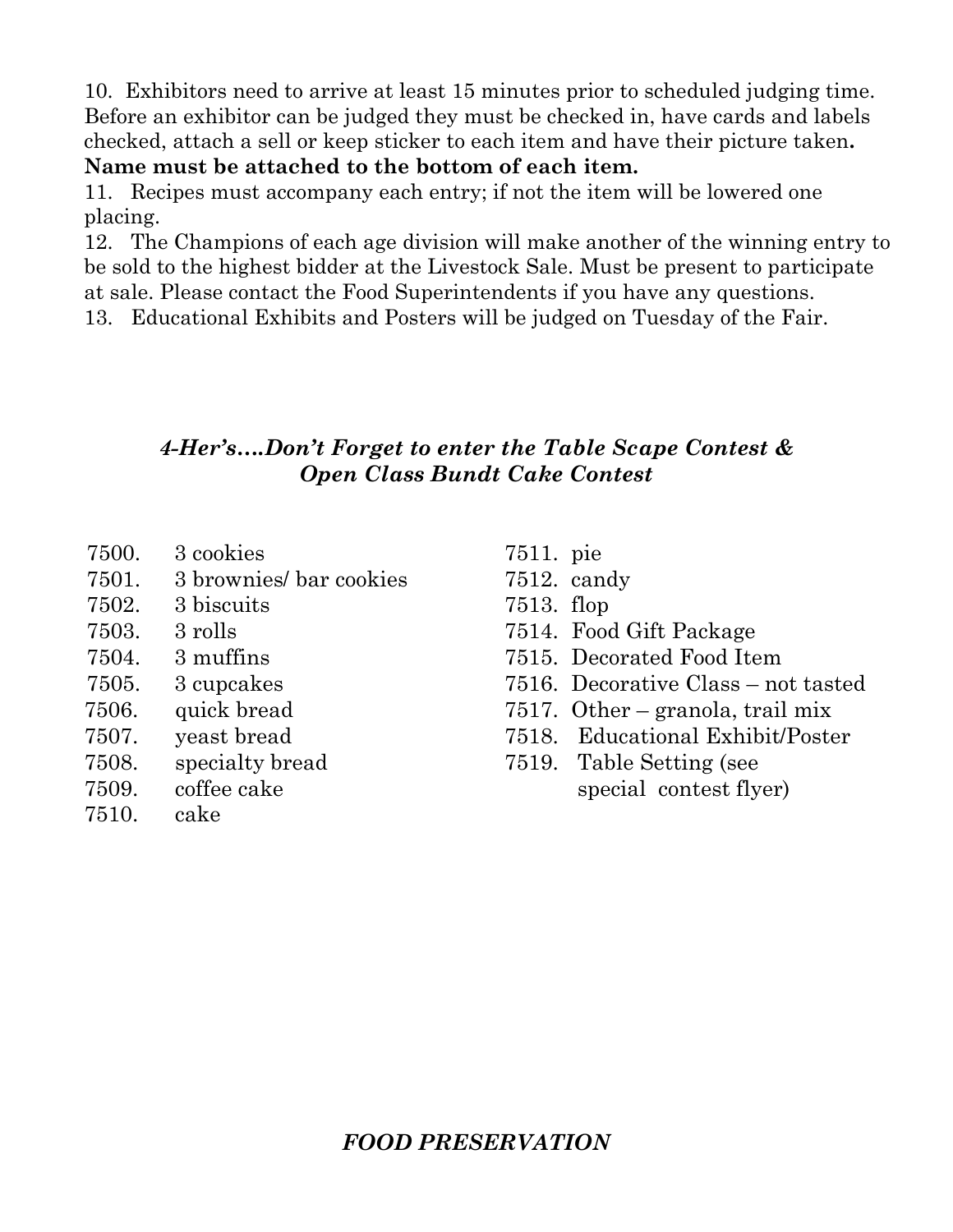10. Exhibitors need to arrive at least 15 minutes prior to scheduled judging time. Before an exhibitor can be judged they must be checked in, have cards and labels checked, attach a sell or keep sticker to each item and have their picture taken. **Name must be attached to the bottom of each item.**

11. Recipes must accompany each entry; if not the item will be lowered one placing.

12. The Champions of each age division will make another of the winning entry to be sold to the highest bidder at the Livestock Sale. Must be present to participate at sale. Please contact the Food Superintendents if you have any questions.

13. Educational Exhibits and Posters will be judged on Tuesday of the Fair.

***4-Her's….Don't Forget to enter the Table Scape Contest & Open Class Bundt Cake Contest***

7500. 3 cookies
7501. 3 brownies/ bar cookies
7502. 3 biscuits
7503. 3 rolls
7504. 3 muffins
7505. 3 cupcakes
7506. quick bread
7507. yeast bread
7508. specialty bread
7509. coffee cake
7510. cake
7511. pie
7512. candy
7513. flop
7514. Food Gift Package
7515. Decorated Food Item
7516. Decorative Class – not tasted
7517. Other – granola, trail mix
7518. Educational Exhibit/Poster
7519. Table Setting (see special contest flyer)

***FOOD PRESERVATION***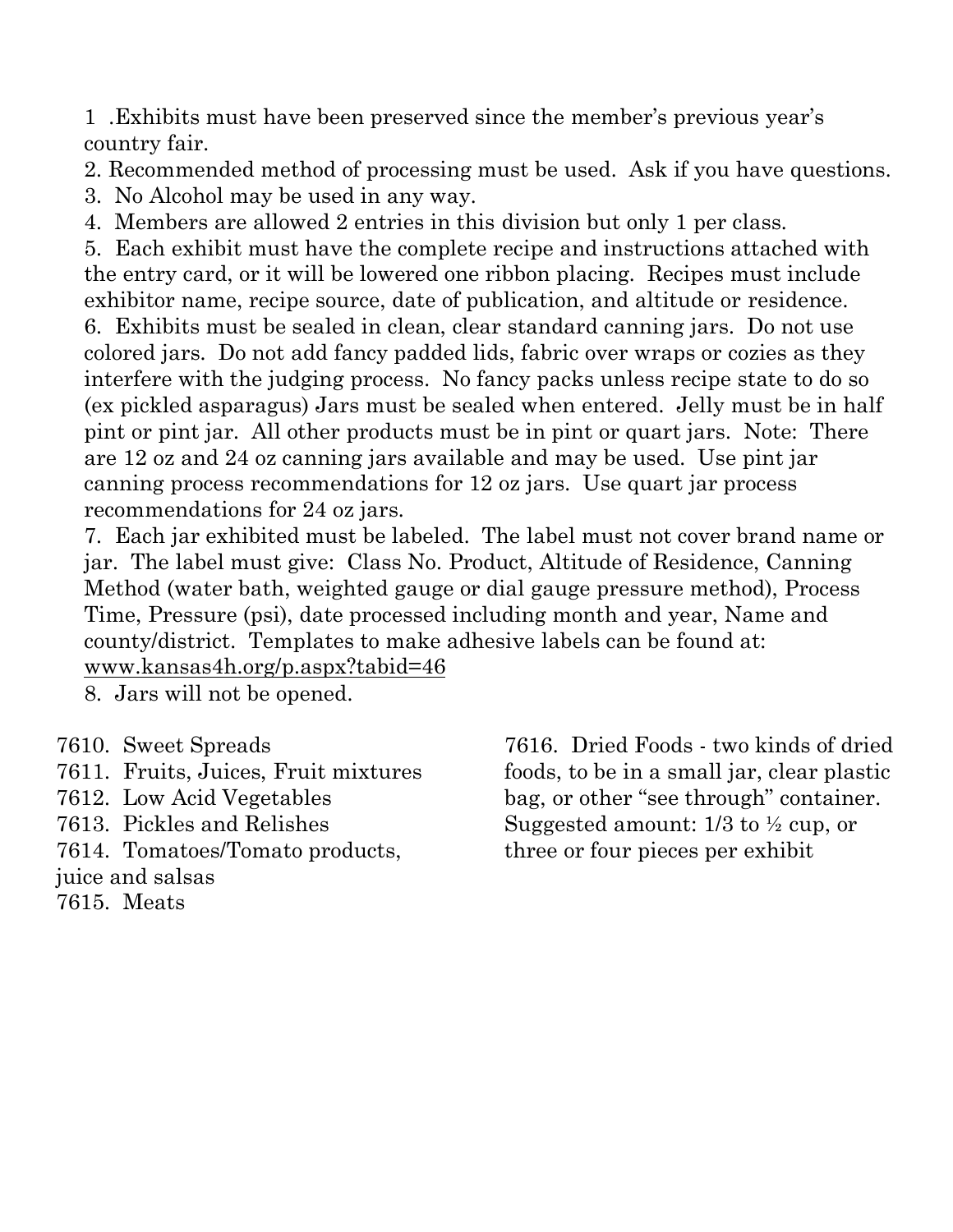1 .Exhibits must have been preserved since the member's previous year's country fair.
2. Recommended method of processing must be used. Ask if you have questions.
3. No Alcohol may be used in any way.
4. Members are allowed 2 entries in this division but only 1 per class.
5. Each exhibit must have the complete recipe and instructions attached with the entry card, or it will be lowered one ribbon placing. Recipes must include exhibitor name, recipe source, date of publication, and altitude or residence.
6. Exhibits must be sealed in clean, clear standard canning jars. Do not use colored jars. Do not add fancy padded lids, fabric over wraps or cozies as they interfere with the judging process. No fancy packs unless recipe state to do so (ex pickled asparagus) Jars must be sealed when entered. Jelly must be in half pint or pint jar. All other products must be in pint or quart jars. Note: There are 12 oz and 24 oz canning jars available and may be used. Use pint jar canning process recommendations for 12 oz jars. Use quart jar process recommendations for 24 oz jars.
7. Each jar exhibited must be labeled. The label must not cover brand name or jar. The label must give: Class No. Product, Altitude of Residence, Canning Method (water bath, weighted gauge or dial gauge pressure method), Process Time, Pressure (psi), date processed including month and year, Name and county/district. Templates to make adhesive labels can be found at: www.kansas4h.org/p.aspx?tabid=46
8. Jars will not be opened.

7610. Sweet Spreads
7611. Fruits, Juices, Fruit mixtures
7612. Low Acid Vegetables
7613. Pickles and Relishes
7614. Tomatoes/Tomato products, juice and salsas
7615. Meats
7616. Dried Foods - two kinds of dried foods, to be in a small jar, clear plastic bag, or other "see through" container. Suggested amount: 1/3 to ½ cup, or three or four pieces per exhibit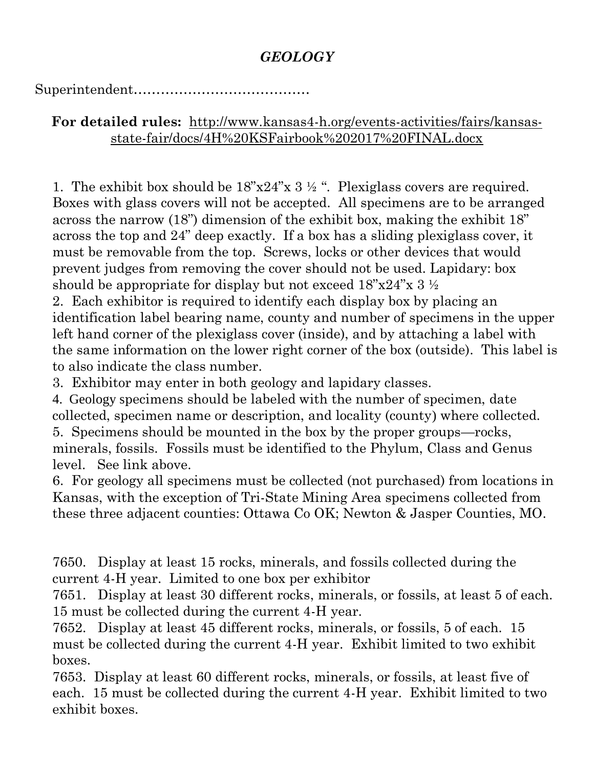## *GEOLOGY*

Superintendent…………………………………

**For detailed rules:** http://www.kansas4-h.org/events-activities/fairs/kansas-state-fair/docs/4H%20KSFairbook%202017%20FINAL.docx

1. The exhibit box should be 18"x24"x 3 ½ ". Plexiglass covers are required. Boxes with glass covers will not be accepted. All specimens are to be arranged across the narrow (18") dimension of the exhibit box, making the exhibit 18" across the top and 24" deep exactly. If a box has a sliding plexiglass cover, it must be removable from the top. Screws, locks or other devices that would prevent judges from removing the cover should not be used. Lapidary: box should be appropriate for display but not exceed 18"x24"x 3 ½
2. Each exhibitor is required to identify each display box by placing an identification label bearing name, county and number of specimens in the upper left hand corner of the plexiglass cover (inside), and by attaching a label with the same information on the lower right corner of the box (outside). This label is to also indicate the class number.
3. Exhibitor may enter in both geology and lapidary classes.
4. Geology specimens should be labeled with the number of specimen, date collected, specimen name or description, and locality (county) where collected.
5. Specimens should be mounted in the box by the proper groups—rocks, minerals, fossils. Fossils must be identified to the Phylum, Class and Genus level. See link above.
6. For geology all specimens must be collected (not purchased) from locations in Kansas, with the exception of Tri-State Mining Area specimens collected from these three adjacent counties: Ottawa Co OK; Newton & Jasper Counties, MO.

7650. Display at least 15 rocks, minerals, and fossils collected during the current 4-H year. Limited to one box per exhibitor

7651. Display at least 30 different rocks, minerals, or fossils, at least 5 of each. 15 must be collected during the current 4-H year.

7652. Display at least 45 different rocks, minerals, or fossils, 5 of each. 15 must be collected during the current 4-H year. Exhibit limited to two exhibit boxes.

7653. Display at least 60 different rocks, minerals, or fossils, at least five of each. 15 must be collected during the current 4-H year. Exhibit limited to two exhibit boxes.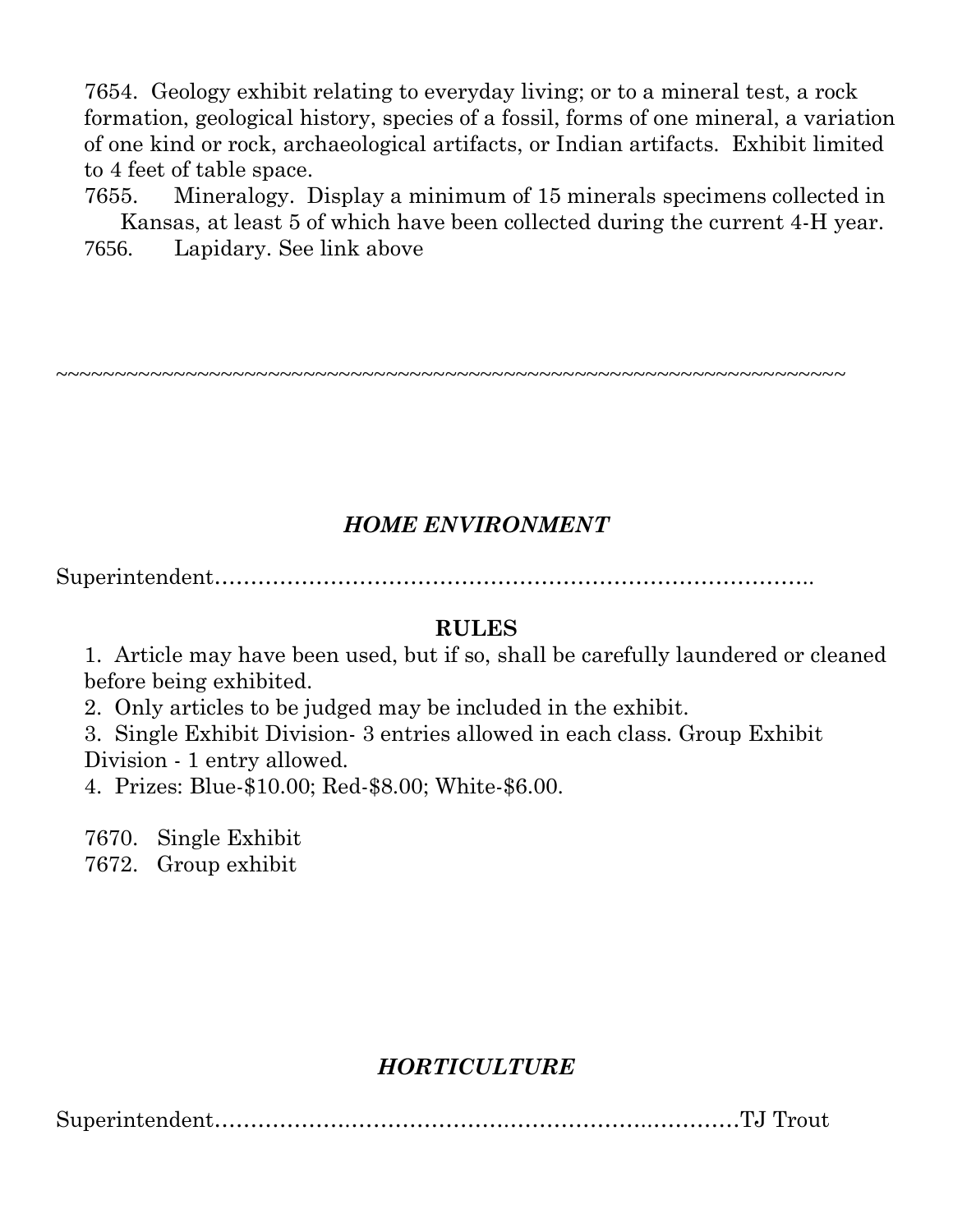7654. Geology exhibit relating to everyday living; or to a mineral test, a rock formation, geological history, species of a fossil, forms of one mineral, a variation of one kind or rock, archaeological artifacts, or Indian artifacts. Exhibit limited to 4 feet of table space.

7655. Mineralogy. Display a minimum of 15 minerals specimens collected in Kansas, at least 5 of which have been collected during the current 4-H year.

7656. Lapidary. See link above

~~~~~~~~~~~~~~~~~~~~~~~~~~~~~~~~~~~~~~~~~~~~~~~~~~~~~~~~~~~~~~~~~~~~~~~~

## *HOME ENVIRONMENT*

Superintendent……………………………………………………………………..

### RULES

1. Article may have been used, but if so, shall be carefully laundered or cleaned before being exhibited.
2. Only articles to be judged may be included in the exhibit.
3. Single Exhibit Division- 3 entries allowed in each class. Group Exhibit Division - 1 entry allowed.
4. Prizes: Blue-$10.00; Red-$8.00; White-$6.00.

7670. Single Exhibit

7672. Group exhibit

## *HORTICULTURE*

Superintendent…………………………………………………………………TJ Trout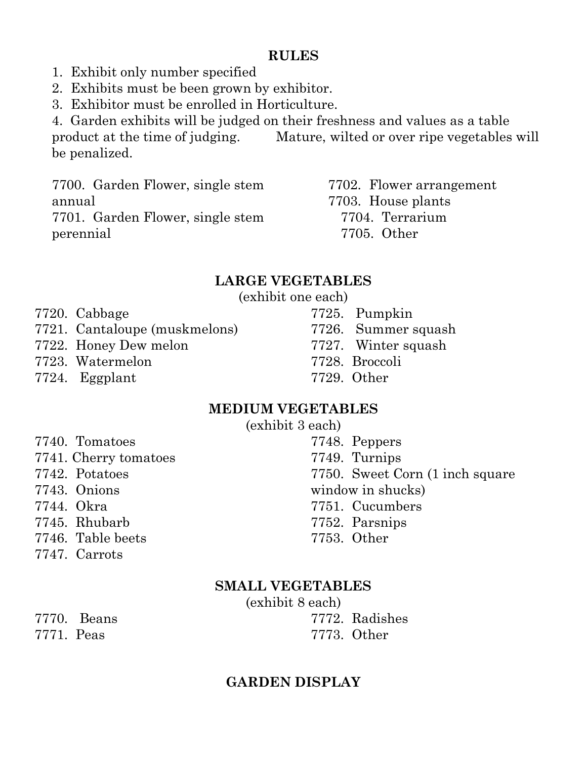**RULES**

1. Exhibit only number specified
2. Exhibits must be been grown by exhibitor.
3. Exhibitor must be enrolled in Horticulture.
4. Garden exhibits will be judged on their freshness and values as a table product at the time of judging. Mature, wilted or over ripe vegetables will be penalized.

7700. Garden Flower, single stem annual
7701. Garden Flower, single stem perennial
7702. Flower arrangement
7703. House plants
7704. Terrarium
7705. Other

**LARGE VEGETABLES**

(exhibit one each)

7720. Cabbage
7721. Cantaloupe (muskmelons)
7722. Honey Dew melon
7723. Watermelon
7724. Eggplant
7725. Pumpkin
7726. Summer squash
7727. Winter squash
7728. Broccoli
7729. Other

**MEDIUM VEGETABLES**

(exhibit 3 each)

7740. Tomatoes
7741. Cherry tomatoes
7742. Potatoes
7743. Onions
7744. Okra
7745. Rhubarb
7746. Table beets
7747. Carrots
7748. Peppers
7749. Turnips
7750. Sweet Corn (1 inch square window in shucks)
7751. Cucumbers
7752. Parsnips
7753. Other

**SMALL VEGETABLES**

(exhibit 8 each)

7770. Beans
7771. Peas
7772. Radishes
7773. Other

**GARDEN DISPLAY**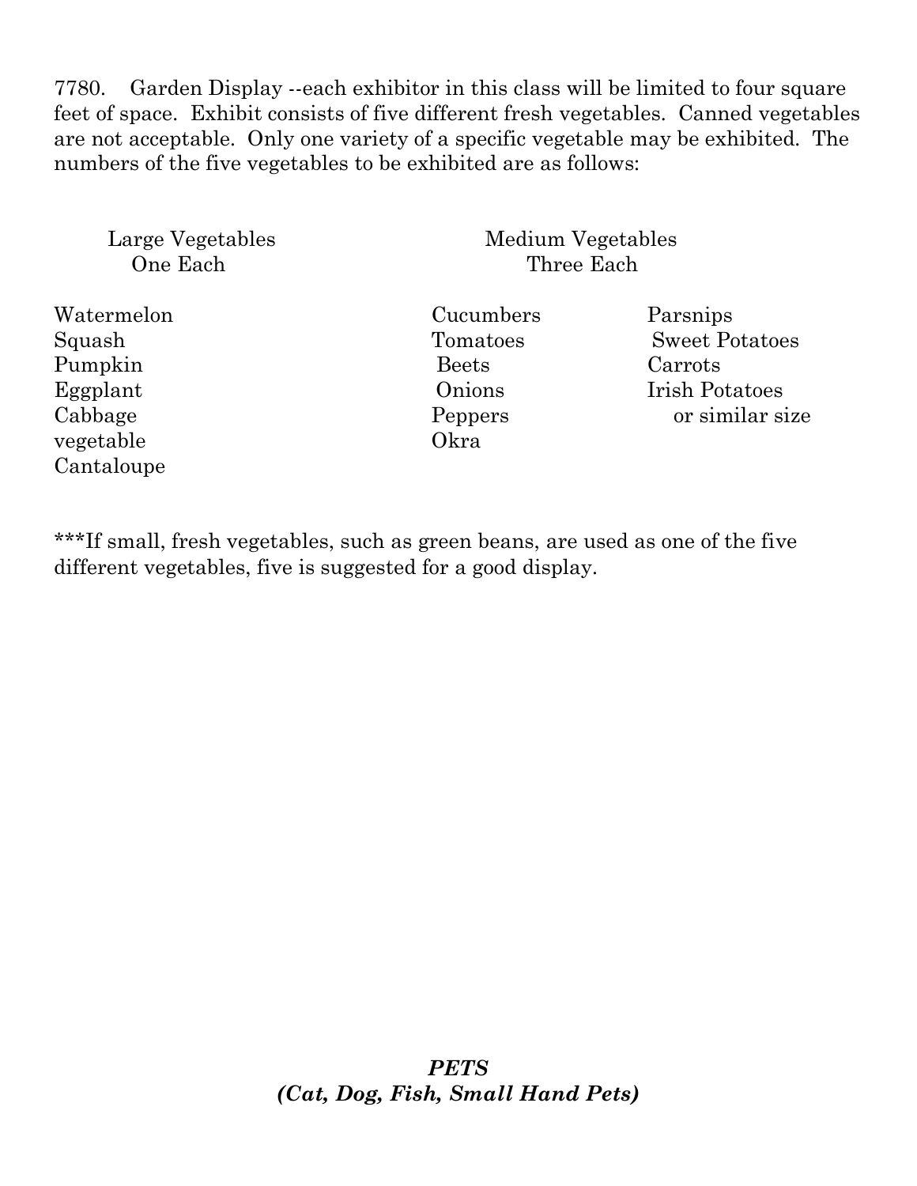7780. Garden Display --each exhibitor in this class will be limited to four square feet of space. Exhibit consists of five different fresh vegetables. Canned vegetables are not acceptable. Only one variety of a specific vegetable may be exhibited. The numbers of the five vegetables to be exhibited are as follows:

| Large Vegetables One Each | Medium Vegetables Three Each | |
|---|---|---|
| Watermelon | Cucumbers | Parsnips |
| Squash | Tomatoes | Sweet Potatoes |
| Pumpkin | Beets | Carrots |
| Eggplant | Onions | Irish Potatoes |
| Cabbage | Peppers | or similar size |
| vegetable | Okra | |
| Cantaloupe | | |

***If small, fresh vegetables, such as green beans, are used as one of the five different vegetables, five is suggested for a good display.

## *PETS*
## *(Cat, Dog, Fish, Small Hand Pets)*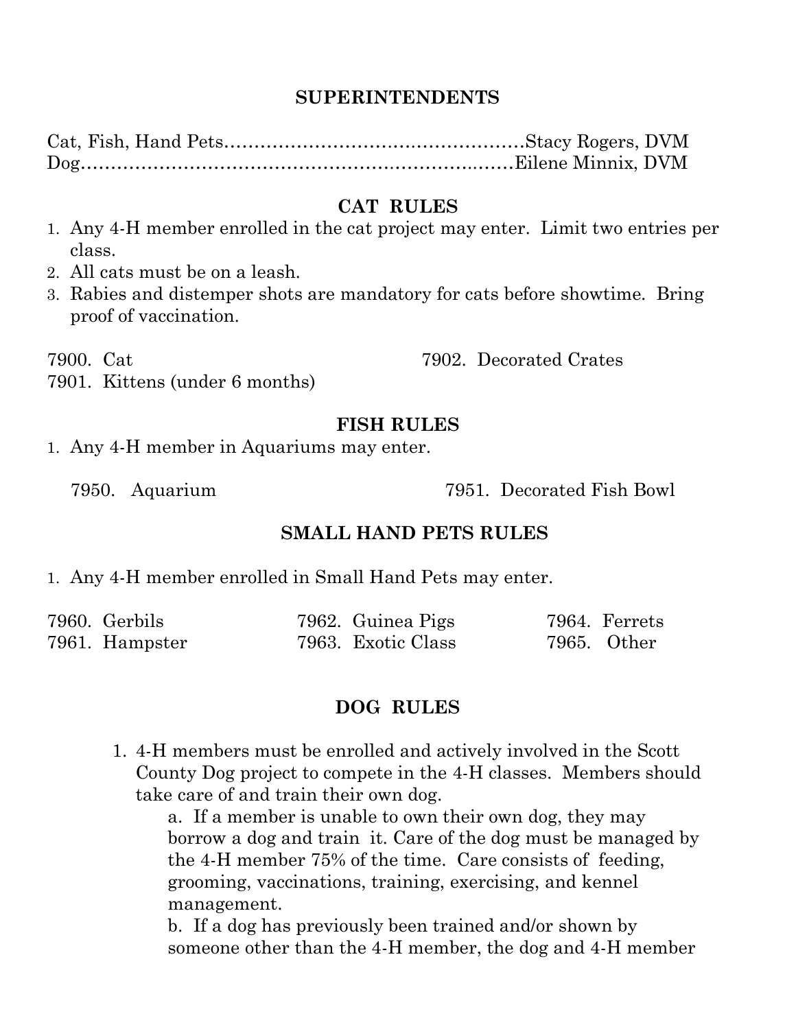## SUPERINTENDENTS

Cat, Fish, Hand Pets……………………………………………Stacy Rogers, DVM
Dog……………………………………………………………Eilene Minnix, DVM

## CAT RULES

1. Any 4-H member enrolled in the cat project may enter. Limit two entries per class.
2. All cats must be on a leash.
3. Rabies and distemper shots are mandatory for cats before showtime. Bring proof of vaccination.

7900. Cat
7901. Kittens (under 6 months)
7902. Decorated Crates

## FISH RULES

1. Any 4-H member in Aquariums may enter.

7950. Aquarium
7951. Decorated Fish Bowl

## SMALL HAND PETS RULES

1. Any 4-H member enrolled in Small Hand Pets may enter.

7960. Gerbils
7961. Hampster
7962. Guinea Pigs
7963. Exotic Class
7964. Ferrets
7965. Other

## DOG RULES

1. 4-H members must be enrolled and actively involved in the Scott County Dog project to compete in the 4-H classes. Members should take care of and train their own dog.
   a. If a member is unable to own their own dog, they may borrow a dog and train it. Care of the dog must be managed by the 4-H member 75% of the time. Care consists of feeding, grooming, vaccinations, training, exercising, and kennel management.
   b. If a dog has previously been trained and/or shown by someone other than the 4-H member, the dog and 4-H member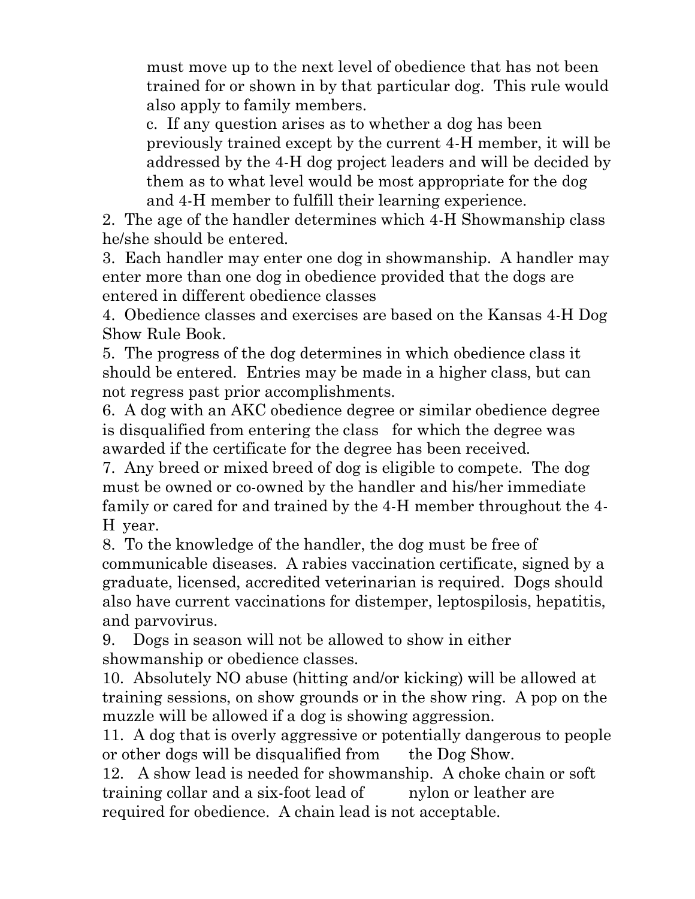must move up to the next level of obedience that has not been trained for or shown in by that particular dog. This rule would also apply to family members.

c. If any question arises as to whether a dog has been previously trained except by the current 4-H member, it will be addressed by the 4-H dog project leaders and will be decided by them as to what level would be most appropriate for the dog and 4-H member to fulfill their learning experience.

2. The age of the handler determines which 4-H Showmanship class he/she should be entered.

3. Each handler may enter one dog in showmanship. A handler may enter more than one dog in obedience provided that the dogs are entered in different obedience classes

4. Obedience classes and exercises are based on the Kansas 4-H Dog Show Rule Book.

5. The progress of the dog determines in which obedience class it should be entered. Entries may be made in a higher class, but can not regress past prior accomplishments.

6. A dog with an AKC obedience degree or similar obedience degree is disqualified from entering the class for which the degree was awarded if the certificate for the degree has been received.

7. Any breed or mixed breed of dog is eligible to compete. The dog must be owned or co-owned by the handler and his/her immediate family or cared for and trained by the 4-H member throughout the 4-H year.

8. To the knowledge of the handler, the dog must be free of communicable diseases. A rabies vaccination certificate, signed by a graduate, licensed, accredited veterinarian is required. Dogs should also have current vaccinations for distemper, leptospilosis, hepatitis, and parvovirus.

9. Dogs in season will not be allowed to show in either showmanship or obedience classes.

10. Absolutely NO abuse (hitting and/or kicking) will be allowed at training sessions, on show grounds or in the show ring. A pop on the muzzle will be allowed if a dog is showing aggression.

11. A dog that is overly aggressive or potentially dangerous to people or other dogs will be disqualified from the Dog Show.

12. A show lead is needed for showmanship. A choke chain or soft training collar and a six-foot lead of nylon or leather are required for obedience. A chain lead is not acceptable.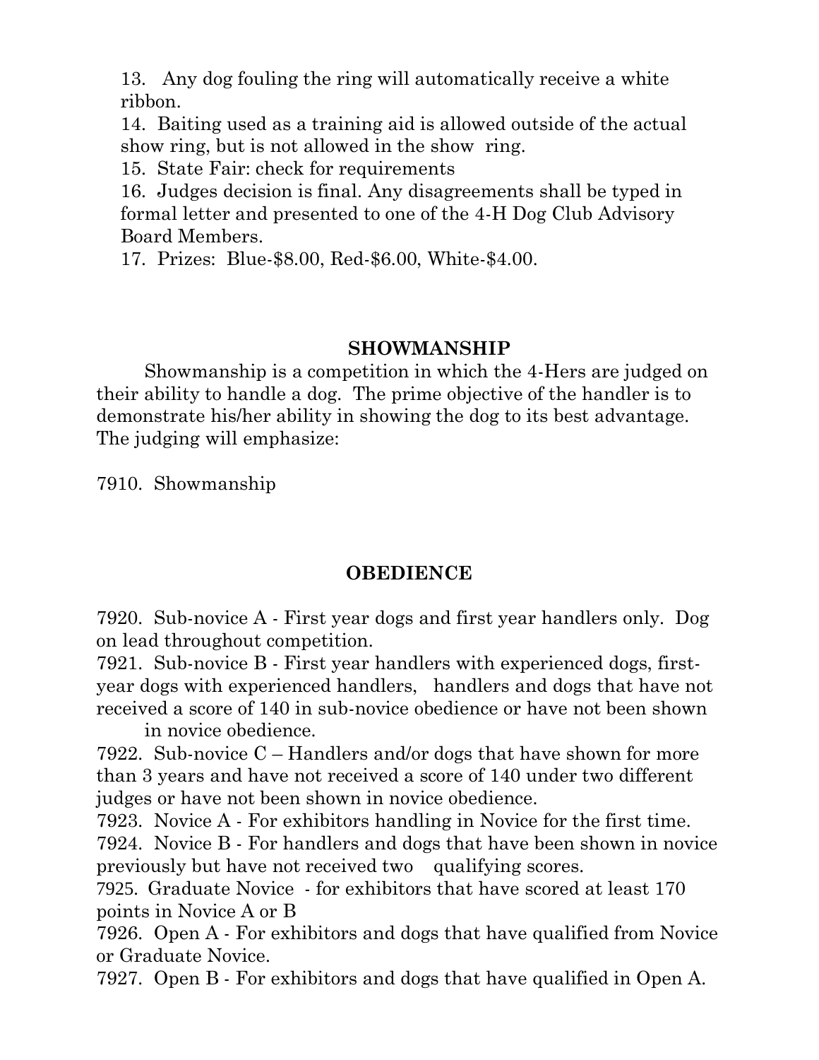13. Any dog fouling the ring will automatically receive a white ribbon.
14. Baiting used as a training aid is allowed outside of the actual show ring, but is not allowed in the show ring.
15. State Fair: check for requirements
16. Judges decision is final. Any disagreements shall be typed in formal letter and presented to one of the 4-H Dog Club Advisory Board Members.
17. Prizes: Blue-$8.00, Red-$6.00, White-$4.00.

## SHOWMANSHIP

Showmanship is a competition in which the 4-Hers are judged on their ability to handle a dog. The prime objective of the handler is to demonstrate his/her ability in showing the dog to its best advantage. The judging will emphasize:

7910. Showmanship

## OBEDIENCE

7920. Sub-novice A - First year dogs and first year handlers only. Dog on lead throughout competition.
7921. Sub-novice B - First year handlers with experienced dogs, first-year dogs with experienced handlers, handlers and dogs that have not received a score of 140 in sub-novice obedience or have not been shown in novice obedience.
7922. Sub-novice C – Handlers and/or dogs that have shown for more than 3 years and have not received a score of 140 under two different judges or have not been shown in novice obedience.
7923. Novice A - For exhibitors handling in Novice for the first time.
7924. Novice B - For handlers and dogs that have been shown in novice previously but have not received two qualifying scores.
7925. Graduate Novice - for exhibitors that have scored at least 170 points in Novice A or B
7926. Open A - For exhibitors and dogs that have qualified from Novice or Graduate Novice.
7927. Open B - For exhibitors and dogs that have qualified in Open A.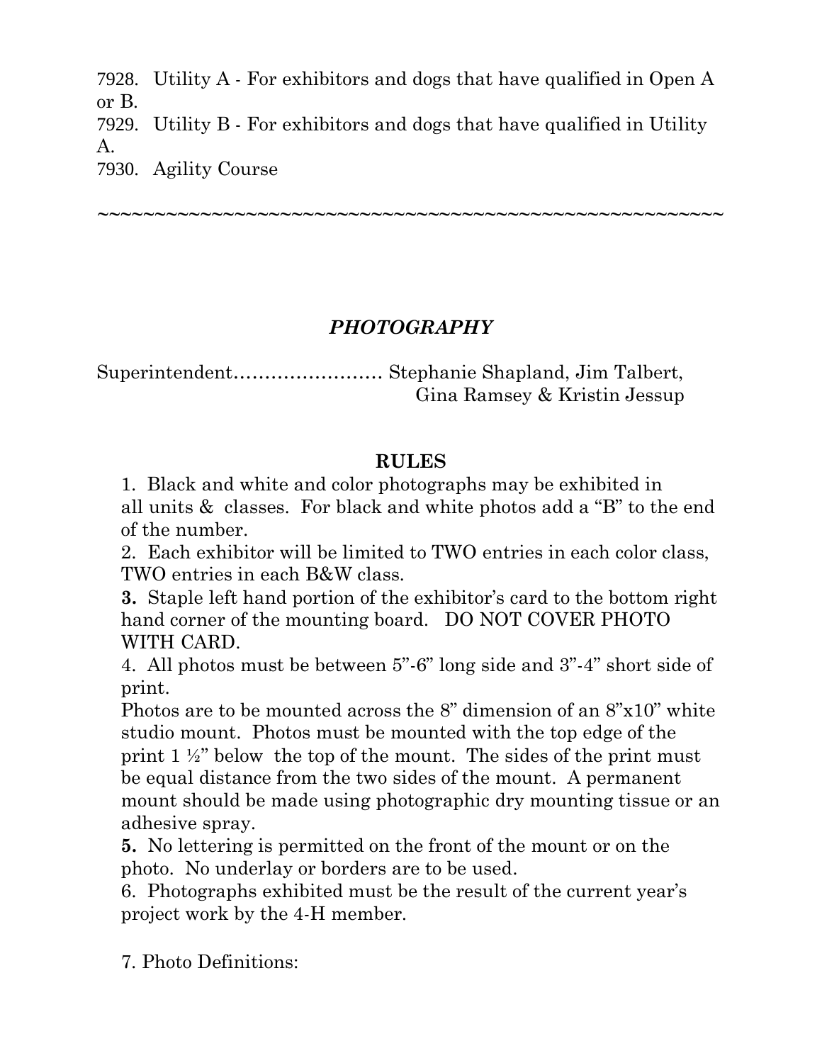7928. Utility A - For exhibitors and dogs that have qualified in Open A or B.
7929. Utility B - For exhibitors and dogs that have qualified in Utility A.
7930. Agility Course

~~~~~~~~~~~~~~~~~~~~~~~~~~~~~~~~~~~~~~~~~~~~~~~~~~~~~~~

## *PHOTOGRAPHY*

Superintendent…………………… Stephanie Shapland, Jim Talbert, Gina Ramsey & Kristin Jessup

### RULES

1. Black and white and color photographs may be exhibited in all units & classes. For black and white photos add a "B" to the end of the number.
2. Each exhibitor will be limited to TWO entries in each color class, TWO entries in each B&W class.
**3.** Staple left hand portion of the exhibitor's card to the bottom right hand corner of the mounting board. DO NOT COVER PHOTO WITH CARD.
4. All photos must be between 5"-6" long side and 3"-4" short side of print.
Photos are to be mounted across the 8" dimension of an 8"x10" white studio mount. Photos must be mounted with the top edge of the print 1 ½" below the top of the mount. The sides of the print must be equal distance from the two sides of the mount. A permanent mount should be made using photographic dry mounting tissue or an adhesive spray.
**5.** No lettering is permitted on the front of the mount or on the photo. No underlay or borders are to be used.
6. Photographs exhibited must be the result of the current year's project work by the 4-H member.

7. Photo Definitions: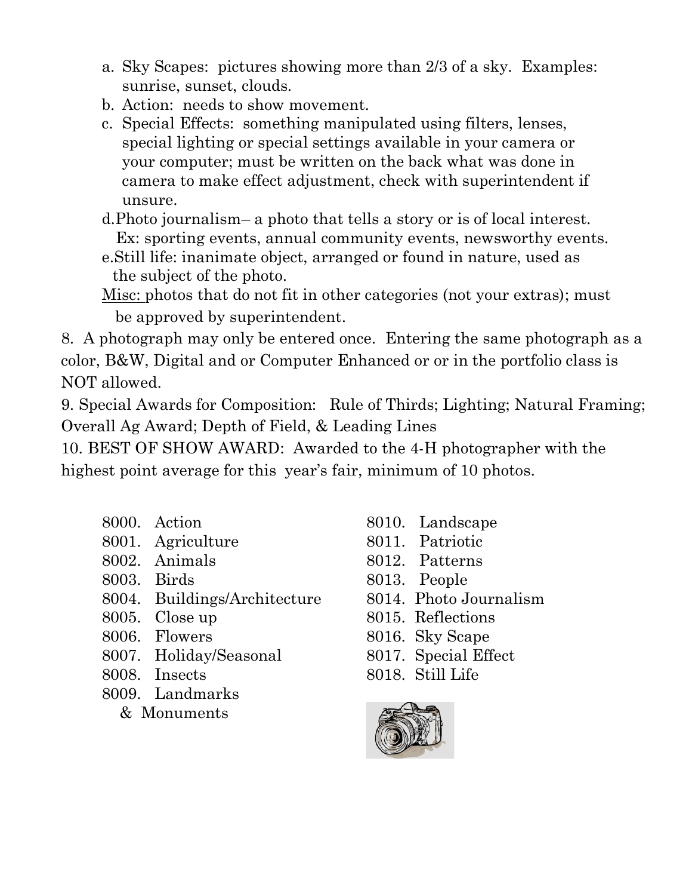a. Sky Scapes: pictures showing more than 2/3 of a sky. Examples: sunrise, sunset, clouds.
b. Action: needs to show movement.
c. Special Effects: something manipulated using filters, lenses, special lighting or special settings available in your camera or your computer; must be written on the back what was done in camera to make effect adjustment, check with superintendent if unsure.
d. Photo journalism– a photo that tells a story or is of local interest. Ex: sporting events, annual community events, newsworthy events.
e. Still life: inanimate object, arranged or found in nature, used as the subject of the photo.

<u>Misc:</u> photos that do not fit in other categories (not your extras); must be approved by superintendent.

8. A photograph may only be entered once. Entering the same photograph as a color, B&W, Digital and or Computer Enhanced or or in the portfolio class is NOT allowed.

9. Special Awards for Composition: Rule of Thirds; Lighting; Natural Framing; Overall Ag Award; Depth of Field, & Leading Lines

10. BEST OF SHOW AWARD: Awarded to the 4-H photographer with the highest point average for this year's fair, minimum of 10 photos.

8000. Action
8001. Agriculture
8002. Animals
8003. Birds
8004. Buildings/Architecture
8005. Close up
8006. Flowers
8007. Holiday/Seasonal
8008. Insects
8009. Landmarks & Monuments
8010. Landscape
8011. Patriotic
8012. Patterns
8013. People
8014. Photo Journalism
8015. Reflections
8016. Sky Scape
8017. Special Effect
8018. Still Life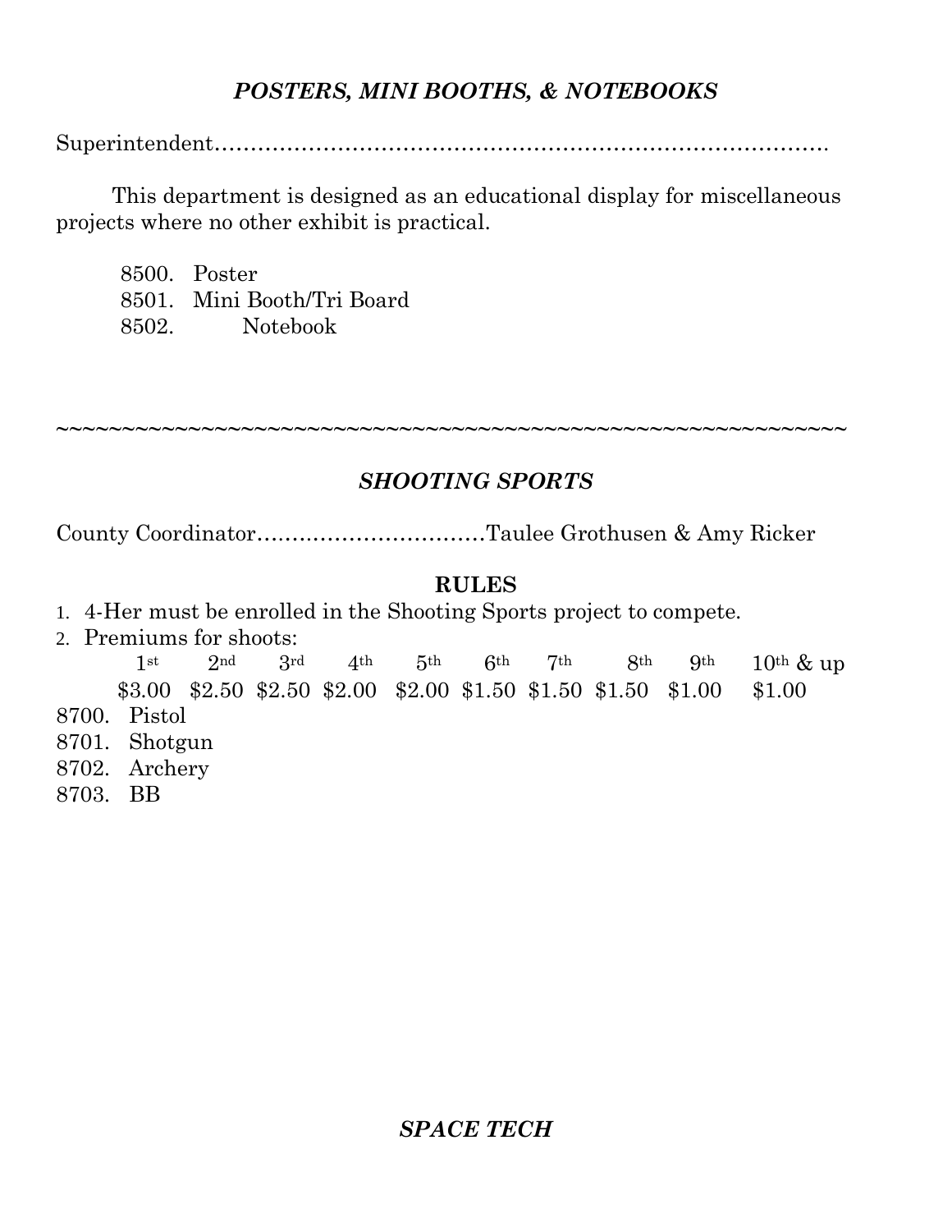### *POSTERS, MINI BOOTHS, & NOTEBOOKS*

Superintendent…………………………………………………………………………

This department is designed as an educational display for miscellaneous projects where no other exhibit is practical.

8500. Poster
8501. Mini Booth/Tri Board
8502. Notebook

~~~~~~~~~~~~~~~~~~~~~~~~~~~~~~~~~~~~~~~~~~~~~~~~~~~~~~~~~~~~~~

### *SHOOTING SPORTS*

County Coordinator……………………………Taulee Grothusen & Amy Ricker

**RULES**

1. 4-Her must be enrolled in the Shooting Sports project to compete.
2. Premiums for shoots:

| 1st | 2nd | 3rd | 4th | 5th | 6th | 7th | 8th | 9th | 10th & up |
|---|---|---|---|---|---|---|---|---|---|
| $3.00 | $2.50 | $2.50 | $2.00 | $2.00 | $1.50 | $1.50 | $1.50 | $1.00 | $1.00 |

8700. Pistol
8701. Shotgun
8702. Archery
8703. BB

### *SPACE TECH*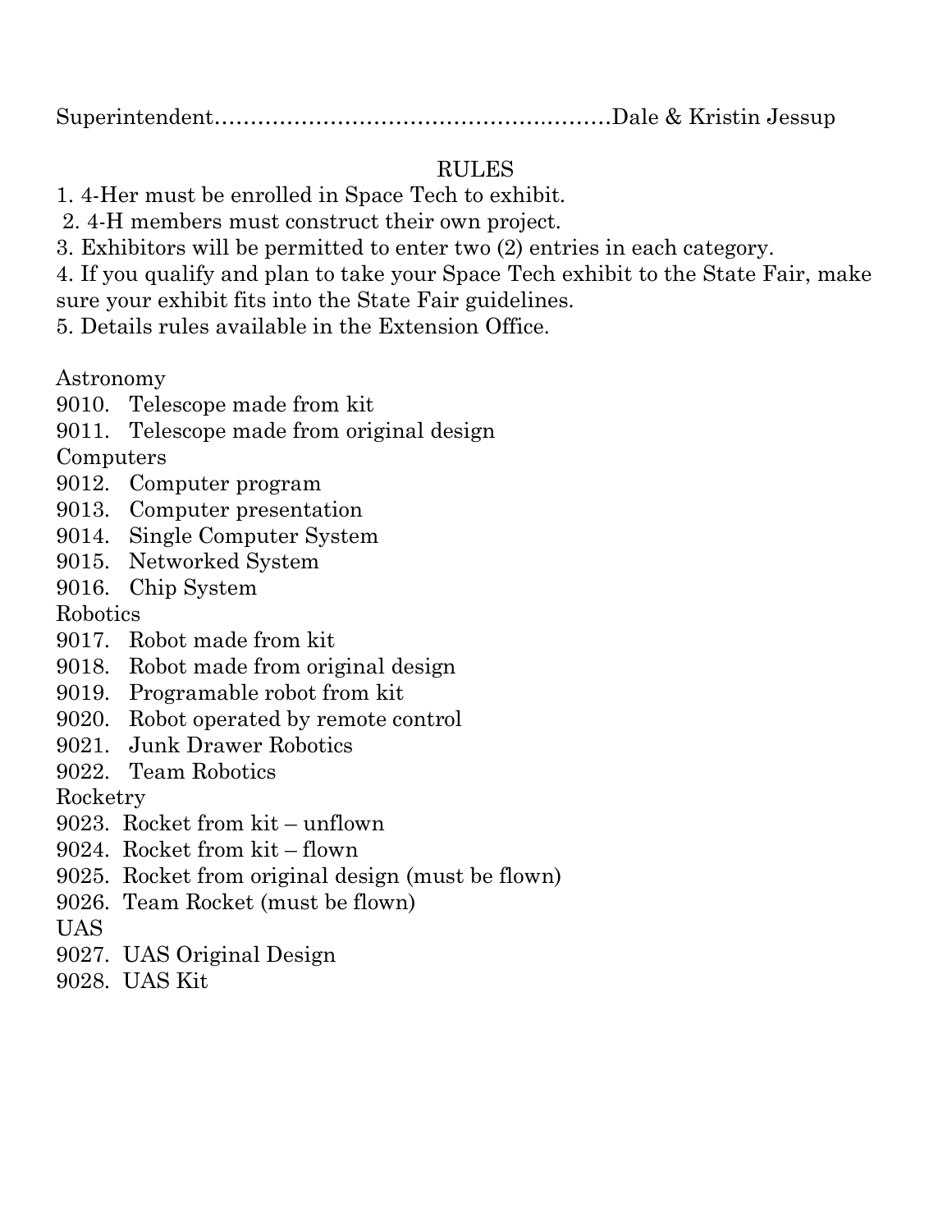Superintendent……………………………………………………Dale & Kristin Jessup

## RULES

1. 4-Her must be enrolled in Space Tech to exhibit.
2. 4-H members must construct their own project.
3. Exhibitors will be permitted to enter two (2) entries in each category.
4. If you qualify and plan to take your Space Tech exhibit to the State Fair, make sure your exhibit fits into the State Fair guidelines.
5. Details rules available in the Extension Office.

Astronomy

9010. Telescope made from kit
9011. Telescope made from original design

Computers

9012. Computer program
9013. Computer presentation
9014. Single Computer System
9015. Networked System
9016. Chip System

Robotics

9017. Robot made from kit
9018. Robot made from original design
9019. Programable robot from kit
9020. Robot operated by remote control
9021. Junk Drawer Robotics
9022. Team Robotics

Rocketry

9023. Rocket from kit – unflown
9024. Rocket from kit – flown
9025. Rocket from original design (must be flown)
9026. Team Rocket (must be flown)

UAS

9027. UAS Original Design
9028. UAS Kit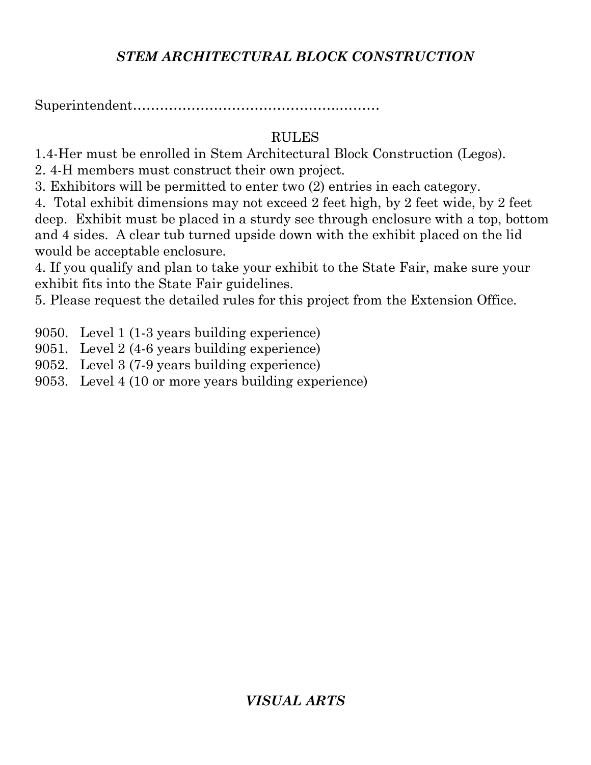## *STEM ARCHITECTURAL BLOCK CONSTRUCTION*

Superintendent………………………………………………

RULES

1.4-Her must be enrolled in Stem Architectural Block Construction (Legos).
2. 4-H members must construct their own project.
3. Exhibitors will be permitted to enter two (2) entries in each category.
4. Total exhibit dimensions may not exceed 2 feet high, by 2 feet wide, by 2 feet deep. Exhibit must be placed in a sturdy see through enclosure with a top, bottom and 4 sides. A clear tub turned upside down with the exhibit placed on the lid would be acceptable enclosure.
4. If you qualify and plan to take your exhibit to the State Fair, make sure your exhibit fits into the State Fair guidelines.
5. Please request the detailed rules for this project from the Extension Office.

9050. Level 1 (1-3 years building experience)
9051. Level 2 (4-6 years building experience)
9052. Level 3 (7-9 years building experience)
9053. Level 4 (10 or more years building experience)

## *VISUAL ARTS*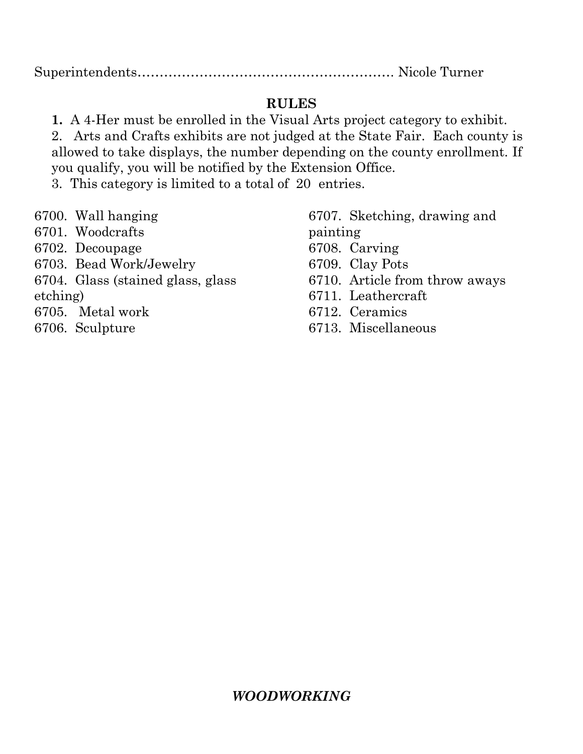Superintendents………………………………………………… Nicole Turner

## RULES

1. A 4-Her must be enrolled in the Visual Arts project category to exhibit.
2. Arts and Crafts exhibits are not judged at the State Fair. Each county is allowed to take displays, the number depending on the county enrollment. If you qualify, you will be notified by the Extension Office.
3. This category is limited to a total of 20 entries.

6700. Wall hanging
6701. Woodcrafts
6702. Decoupage
6703. Bead Work/Jewelry
6704. Glass (stained glass, glass etching)
6705. Metal work
6706. Sculpture
6707. Sketching, drawing and painting
6708. Carving
6709. Clay Pots
6710. Article from throw aways
6711. Leathercraft
6712. Ceramics
6713. Miscellaneous

## ***WOODWORKING***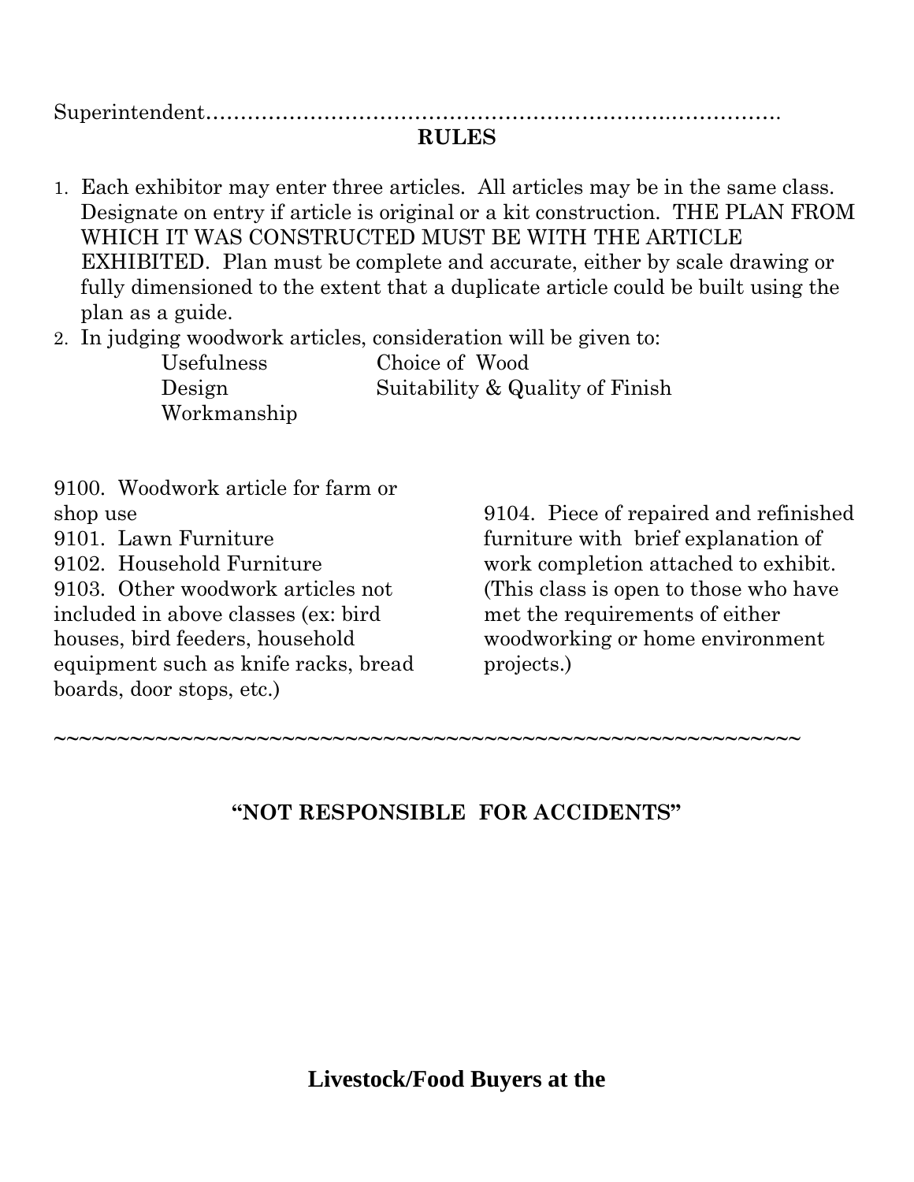Superintendent……………………………………………………………………………

**RULES**

1. Each exhibitor may enter three articles. All articles may be in the same class. Designate on entry if article is original or a kit construction. THE PLAN FROM WHICH IT WAS CONSTRUCTED MUST BE WITH THE ARTICLE EXHIBITED. Plan must be complete and accurate, either by scale drawing or fully dimensioned to the extent that a duplicate article could be built using the plan as a guide.
2. In judging woodwork articles, consideration will be given to:
   - Usefulness
   - Design
   - Workmanship
   - Choice of Wood
   - Suitability & Quality of Finish

9100. Woodwork article for farm or shop use
9101. Lawn Furniture
9102. Household Furniture
9103. Other woodwork articles not included in above classes (ex: bird houses, bird feeders, household equipment such as knife racks, bread boards, door stops, etc.)
9104. Piece of repaired and refinished furniture with brief explanation of work completion attached to exhibit. (This class is open to those who have met the requirements of either woodworking or home environment projects.)

~~~~~~~~~~~~~~~~~~~~~~~~~~~~~~~~~~~~~~~~~~~~~~~~~~~~~~~~~~

**"NOT RESPONSIBLE FOR ACCIDENTS"**

**Livestock/Food Buyers at the**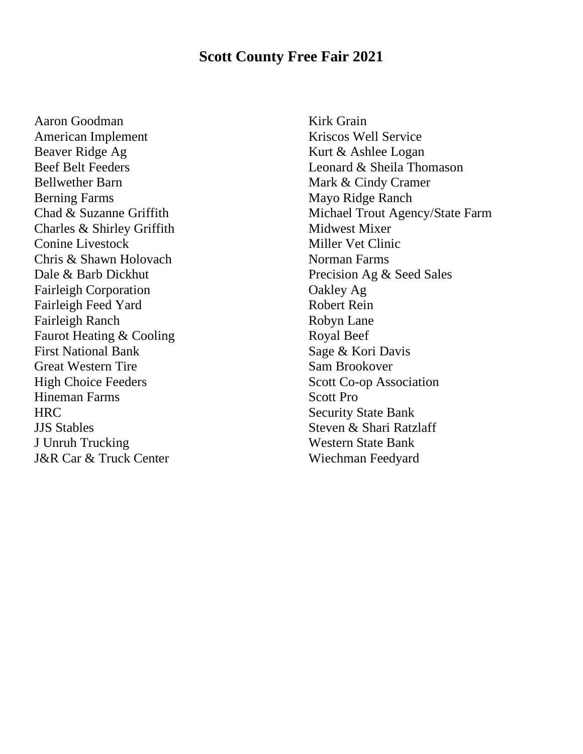# Scott County Free Fair 2021

Aaron Goodman
American Implement
Beaver Ridge Ag
Beef Belt Feeders
Bellwether Barn
Berning Farms
Chad & Suzanne Griffith
Charles & Shirley Griffith
Conine Livestock
Chris & Shawn Holovach
Dale & Barb Dickhut
Fairleigh Corporation
Fairleigh Feed Yard
Fairleigh Ranch
Faurot Heating & Cooling
First National Bank
Great Western Tire
High Choice Feeders
Hineman Farms
HRC
JJS Stables
J Unruh Trucking
J&R Car & Truck Center
Kirk Grain
Kriscos Well Service
Kurt & Ashlee Logan
Leonard & Sheila Thomason
Mark & Cindy Cramer
Mayo Ridge Ranch
Michael Trout Agency/State Farm
Midwest Mixer
Miller Vet Clinic
Norman Farms
Precision Ag & Seed Sales
Oakley Ag
Robert Rein
Robyn Lane
Royal Beef
Sage & Kori Davis
Sam Brookover
Scott Co-op Association
Scott Pro
Security State Bank
Steven & Shari Ratzlaff
Western State Bank
Wiechman Feedyard